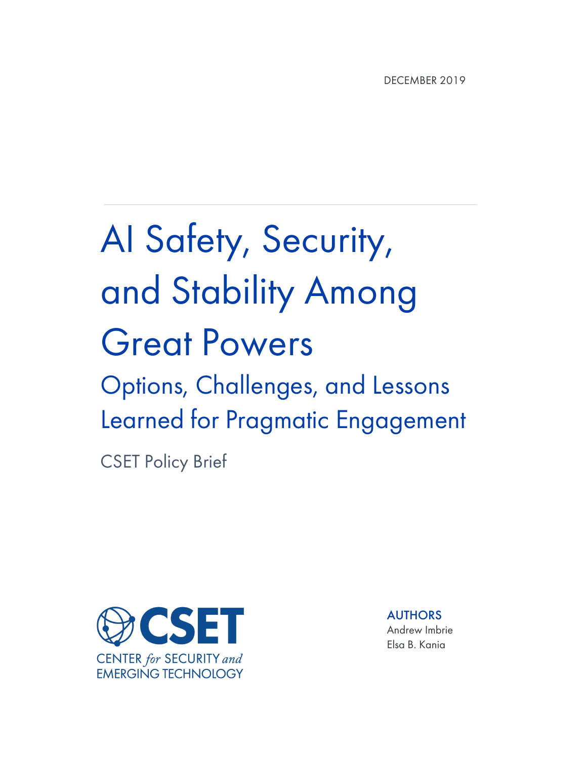DECEMBER 2019

# AI Safety, Security, and Stability Among Great Powers

## Options, Challenges, and Lessons Learned for Pragmatic Engagement

CSET Policy Brief

CSET
CENTER *for* SECURITY *and* EMERGING TECHNOLOGY

**AUTHORS**
Andrew Imbrie
Elsa B. Kania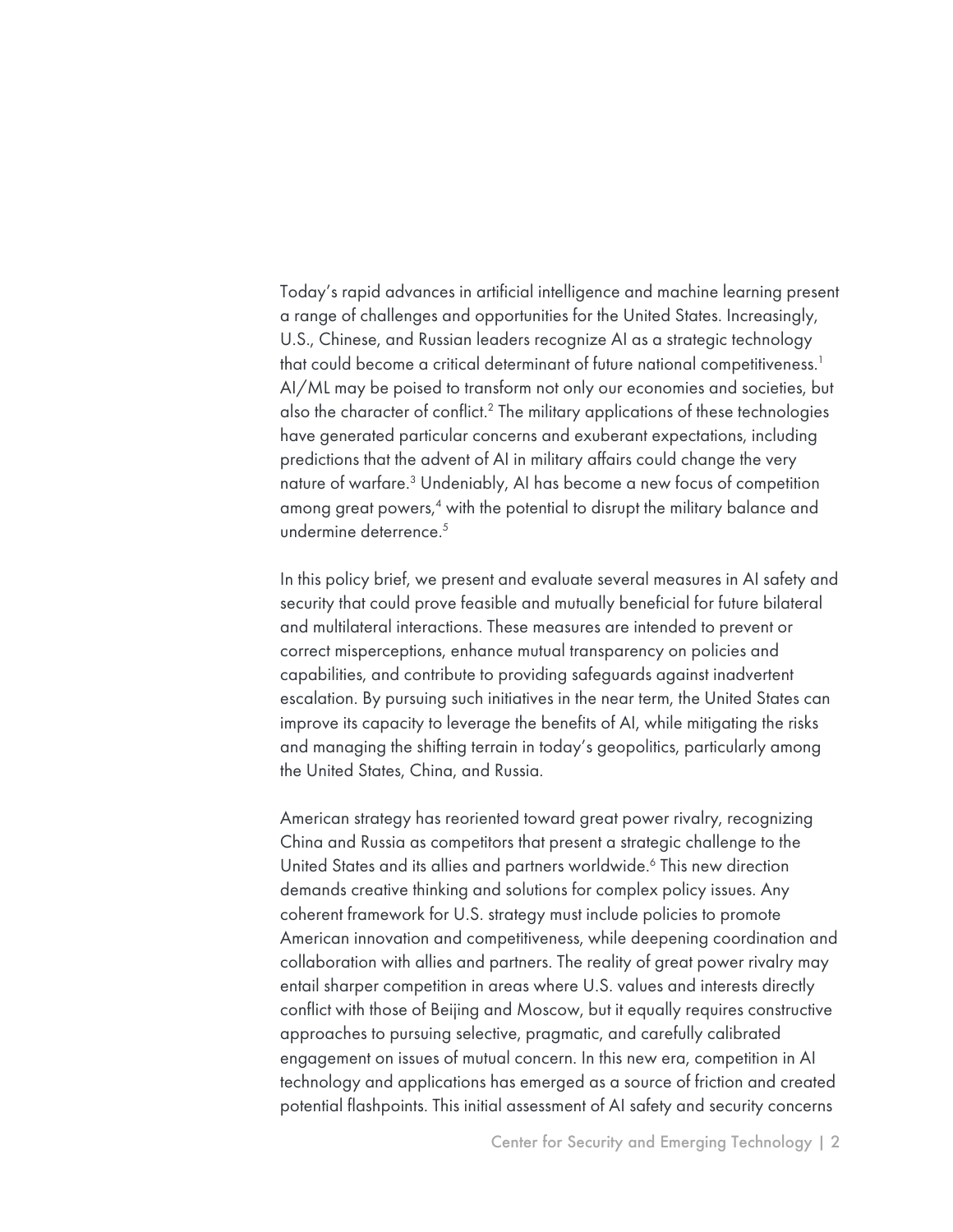Today's rapid advances in artificial intelligence and machine learning present a range of challenges and opportunities for the United States. Increasingly, U.S., Chinese, and Russian leaders recognize AI as a strategic technology that could become a critical determinant of future national competitiveness.[1] AI/ML may be poised to transform not only our economies and societies, but also the character of conflict.[2] The military applications of these technologies have generated particular concerns and exuberant expectations, including predictions that the advent of AI in military affairs could change the very nature of warfare.[3] Undeniably, AI has become a new focus of competition among great powers,[4] with the potential to disrupt the military balance and undermine deterrence.[5]

In this policy brief, we present and evaluate several measures in AI safety and security that could prove feasible and mutually beneficial for future bilateral and multilateral interactions. These measures are intended to prevent or correct misperceptions, enhance mutual transparency on policies and capabilities, and contribute to providing safeguards against inadvertent escalation. By pursuing such initiatives in the near term, the United States can improve its capacity to leverage the benefits of AI, while mitigating the risks and managing the shifting terrain in today's geopolitics, particularly among the United States, China, and Russia.

American strategy has reoriented toward great power rivalry, recognizing China and Russia as competitors that present a strategic challenge to the United States and its allies and partners worldwide.[6] This new direction demands creative thinking and solutions for complex policy issues. Any coherent framework for U.S. strategy must include policies to promote American innovation and competitiveness, while deepening coordination and collaboration with allies and partners. The reality of great power rivalry may entail sharper competition in areas where U.S. values and interests directly conflict with those of Beijing and Moscow, but it equally requires constructive approaches to pursuing selective, pragmatic, and carefully calibrated engagement on issues of mutual concern. In this new era, competition in AI technology and applications has emerged as a source of friction and created potential flashpoints. This initial assessment of AI safety and security concerns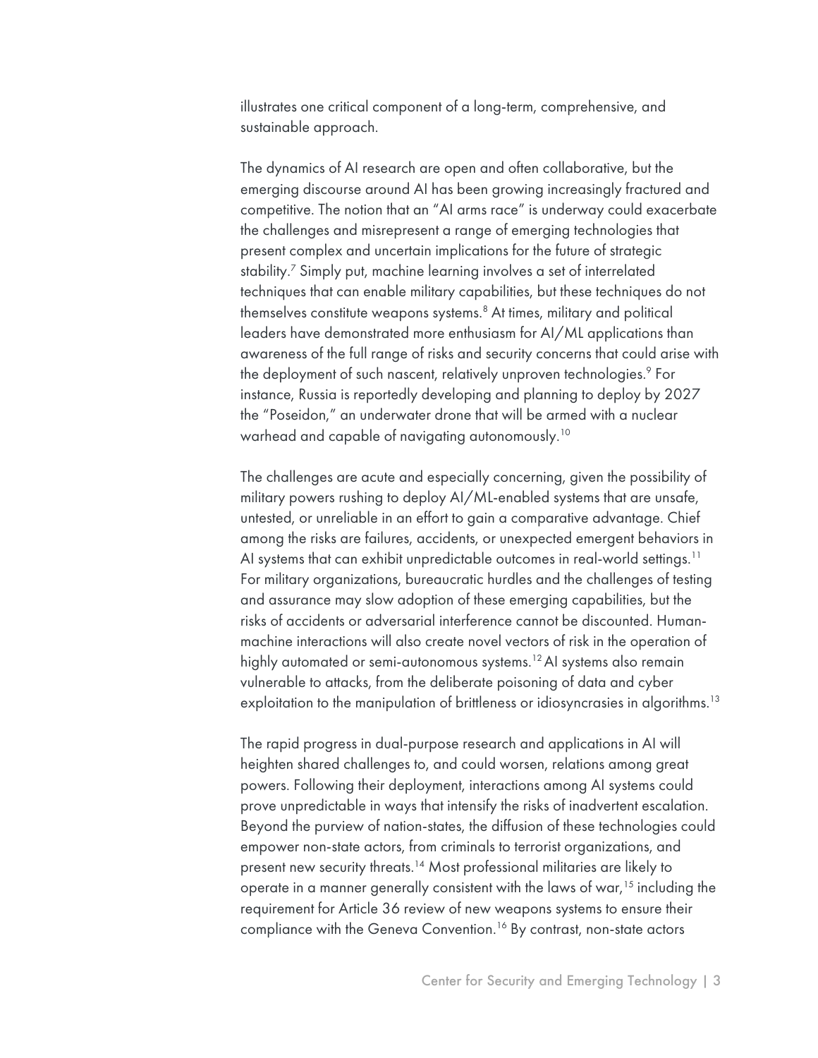illustrates one critical component of a long-term, comprehensive, and sustainable approach.

The dynamics of AI research are open and often collaborative, but the emerging discourse around AI has been growing increasingly fractured and competitive. The notion that an "AI arms race" is underway could exacerbate the challenges and misrepresent a range of emerging technologies that present complex and uncertain implications for the future of strategic stability.[7] Simply put, machine learning involves a set of interrelated techniques that can enable military capabilities, but these techniques do not themselves constitute weapons systems.[8] At times, military and political leaders have demonstrated more enthusiasm for AI/ML applications than awareness of the full range of risks and security concerns that could arise with the deployment of such nascent, relatively unproven technologies.[9] For instance, Russia is reportedly developing and planning to deploy by 2027 the "Poseidon," an underwater drone that will be armed with a nuclear warhead and capable of navigating autonomously.[10]

The challenges are acute and especially concerning, given the possibility of military powers rushing to deploy AI/ML-enabled systems that are unsafe, untested, or unreliable in an effort to gain a comparative advantage. Chief among the risks are failures, accidents, or unexpected emergent behaviors in AI systems that can exhibit unpredictable outcomes in real-world settings.[11] For military organizations, bureaucratic hurdles and the challenges of testing and assurance may slow adoption of these emerging capabilities, but the risks of accidents or adversarial interference cannot be discounted. Human-machine interactions will also create novel vectors of risk in the operation of highly automated or semi-autonomous systems.[12] AI systems also remain vulnerable to attacks, from the deliberate poisoning of data and cyber exploitation to the manipulation of brittleness or idiosyncrasies in algorithms.[13]

The rapid progress in dual-purpose research and applications in AI will heighten shared challenges to, and could worsen, relations among great powers. Following their deployment, interactions among AI systems could prove unpredictable in ways that intensify the risks of inadvertent escalation. Beyond the purview of nation-states, the diffusion of these technologies could empower non-state actors, from criminals to terrorist organizations, and present new security threats.[14] Most professional militaries are likely to operate in a manner generally consistent with the laws of war,[15] including the requirement for Article 36 review of new weapons systems to ensure their compliance with the Geneva Convention.[16] By contrast, non-state actors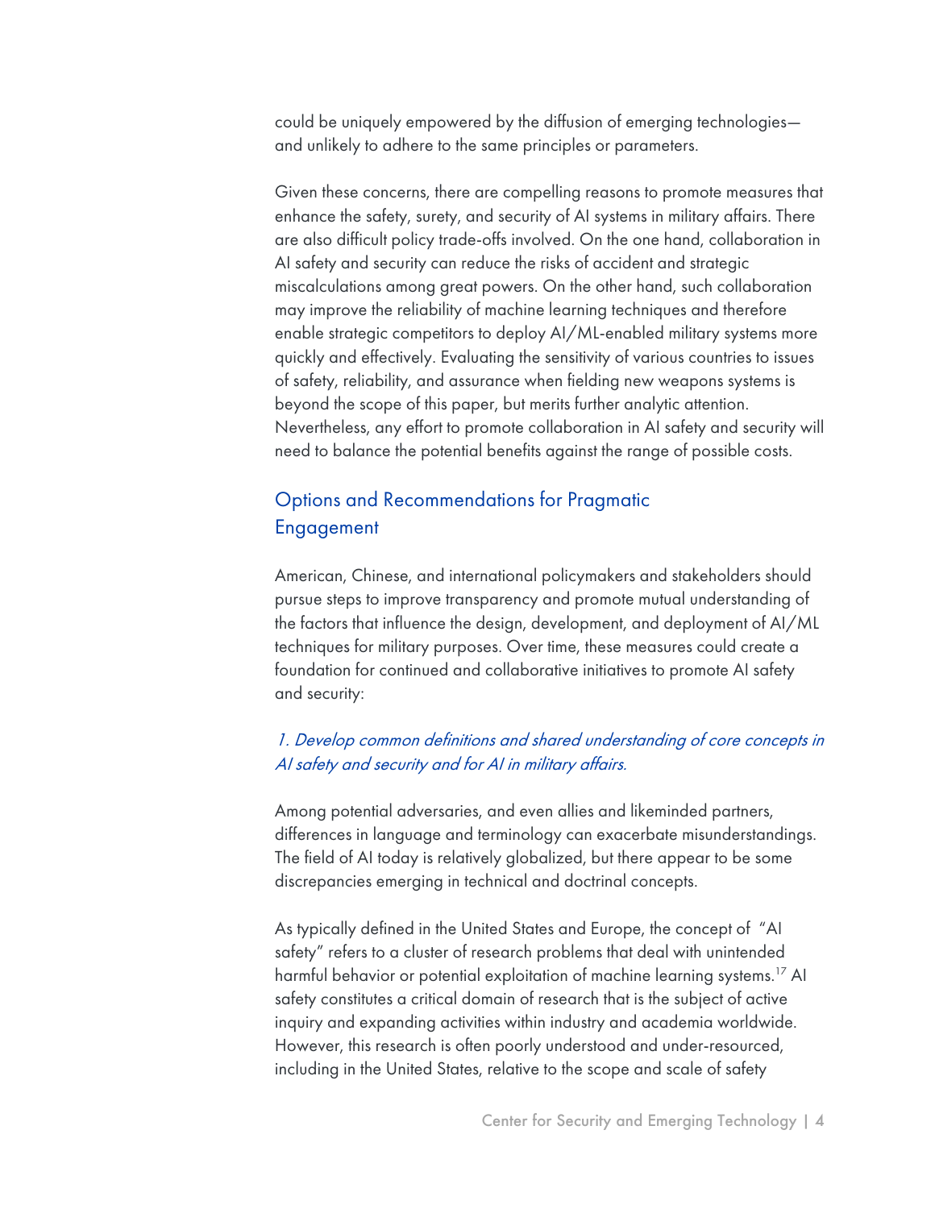could be uniquely empowered by the diffusion of emerging technologies—and unlikely to adhere to the same principles or parameters.

Given these concerns, there are compelling reasons to promote measures that enhance the safety, surety, and security of AI systems in military affairs. There are also difficult policy trade-offs involved. On the one hand, collaboration in AI safety and security can reduce the risks of accident and strategic miscalculations among great powers. On the other hand, such collaboration may improve the reliability of machine learning techniques and therefore enable strategic competitors to deploy AI/ML-enabled military systems more quickly and effectively. Evaluating the sensitivity of various countries to issues of safety, reliability, and assurance when fielding new weapons systems is beyond the scope of this paper, but merits further analytic attention. Nevertheless, any effort to promote collaboration in AI safety and security will need to balance the potential benefits against the range of possible costs.

## Options and Recommendations for Pragmatic Engagement

American, Chinese, and international policymakers and stakeholders should pursue steps to improve transparency and promote mutual understanding of the factors that influence the design, development, and deployment of AI/ML techniques for military purposes. Over time, these measures could create a foundation for continued and collaborative initiatives to promote AI safety and security:

### *1. Develop common definitions and shared understanding of core concepts in AI safety and security and for AI in military affairs.*

Among potential adversaries, and even allies and likeminded partners, differences in language and terminology can exacerbate misunderstandings. The field of AI today is relatively globalized, but there appear to be some discrepancies emerging in technical and doctrinal concepts.

As typically defined in the United States and Europe, the concept of "AI safety" refers to a cluster of research problems that deal with unintended harmful behavior or potential exploitation of machine learning systems.[17] AI safety constitutes a critical domain of research that is the subject of active inquiry and expanding activities within industry and academia worldwide. However, this research is often poorly understood and under-resourced, including in the United States, relative to the scope and scale of safety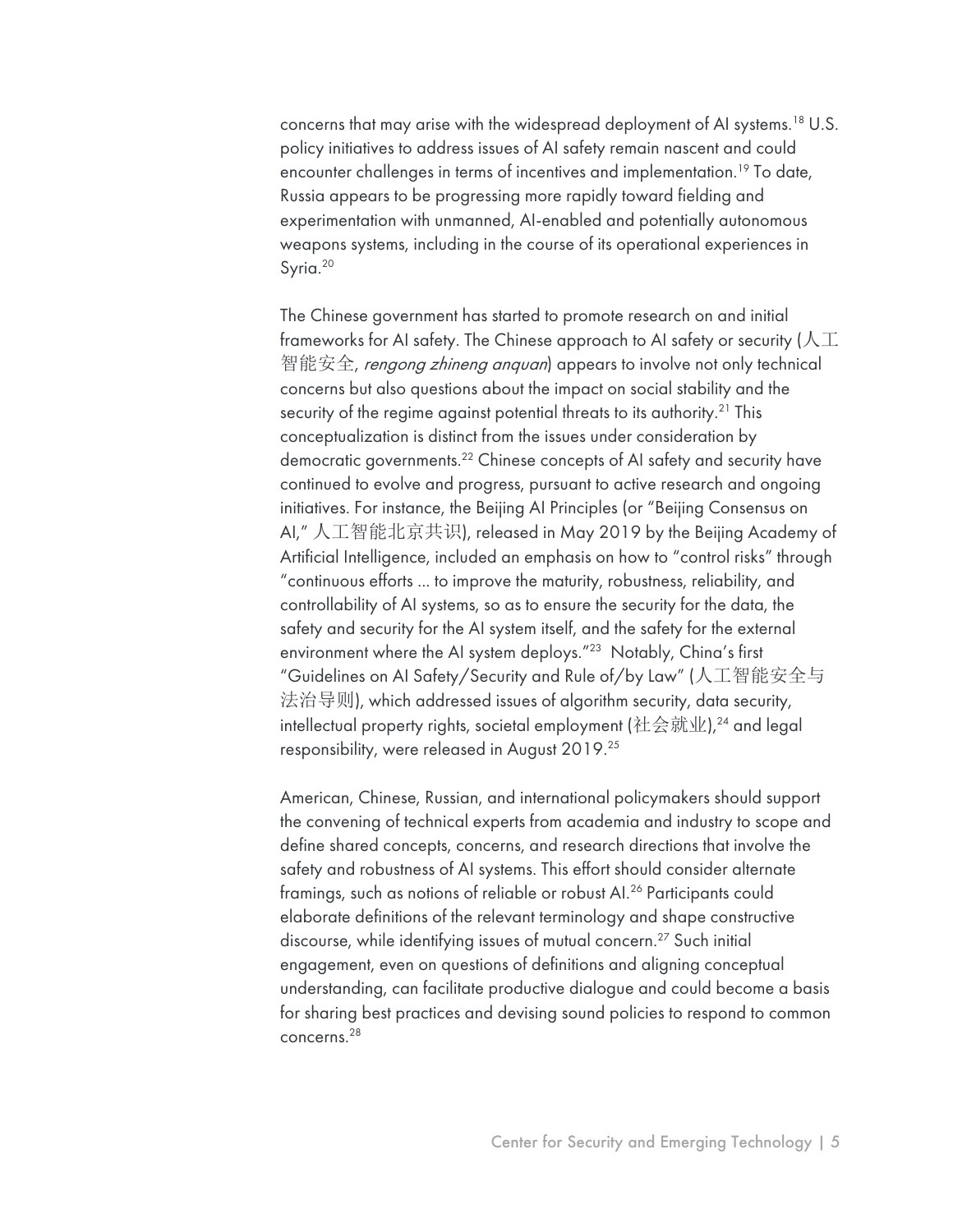concerns that may arise with the widespread deployment of AI systems.[18] U.S. policy initiatives to address issues of AI safety remain nascent and could encounter challenges in terms of incentives and implementation.[19] To date, Russia appears to be progressing more rapidly toward fielding and experimentation with unmanned, AI-enabled and potentially autonomous weapons systems, including in the course of its operational experiences in Syria.[20]

The Chinese government has started to promote research on and initial frameworks for AI safety. The Chinese approach to AI safety or security (人工智能安全, *rengong zhineng anquan*) appears to involve not only technical concerns but also questions about the impact on social stability and the security of the regime against potential threats to its authority.[21] This conceptualization is distinct from the issues under consideration by democratic governments.[22] Chinese concepts of AI safety and security have continued to evolve and progress, pursuant to active research and ongoing initiatives. For instance, the Beijing AI Principles (or "Beijing Consensus on AI," 人工智能北京共识), released in May 2019 by the Beijing Academy of Artificial Intelligence, included an emphasis on how to "control risks" through "continuous efforts ... to improve the maturity, robustness, reliability, and controllability of AI systems, so as to ensure the security for the data, the safety and security for the AI system itself, and the safety for the external environment where the AI system deploys."[23] Notably, China's first "Guidelines on AI Safety/Security and Rule of/by Law" (人工智能安全与法治导则), which addressed issues of algorithm security, data security, intellectual property rights, societal employment (社会就业),[24] and legal responsibility, were released in August 2019.[25]

American, Chinese, Russian, and international policymakers should support the convening of technical experts from academia and industry to scope and define shared concepts, concerns, and research directions that involve the safety and robustness of AI systems. This effort should consider alternate framings, such as notions of reliable or robust AI.[26] Participants could elaborate definitions of the relevant terminology and shape constructive discourse, while identifying issues of mutual concern.[27] Such initial engagement, even on questions of definitions and aligning conceptual understanding, can facilitate productive dialogue and could become a basis for sharing best practices and devising sound policies to respond to common concerns.[28]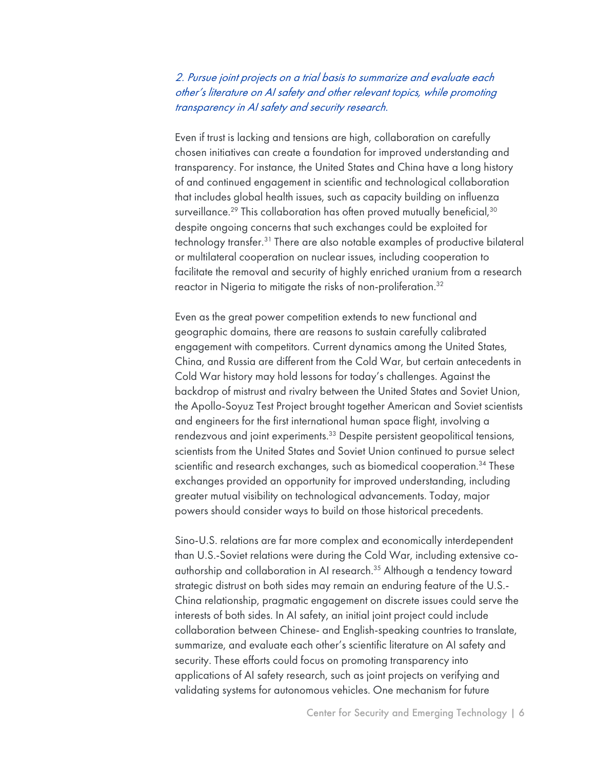*2. Pursue joint projects on a trial basis to summarize and evaluate each other's literature on AI safety and other relevant topics, while promoting transparency in AI safety and security research.*

Even if trust is lacking and tensions are high, collaboration on carefully chosen initiatives can create a foundation for improved understanding and transparency. For instance, the United States and China have a long history of and continued engagement in scientific and technological collaboration that includes global health issues, such as capacity building on influenza surveillance.[29] This collaboration has often proved mutually beneficial,[30] despite ongoing concerns that such exchanges could be exploited for technology transfer.[31] There are also notable examples of productive bilateral or multilateral cooperation on nuclear issues, including cooperation to facilitate the removal and security of highly enriched uranium from a research reactor in Nigeria to mitigate the risks of non-proliferation.[32]

Even as the great power competition extends to new functional and geographic domains, there are reasons to sustain carefully calibrated engagement with competitors. Current dynamics among the United States, China, and Russia are different from the Cold War, but certain antecedents in Cold War history may hold lessons for today's challenges. Against the backdrop of mistrust and rivalry between the United States and Soviet Union, the Apollo-Soyuz Test Project brought together American and Soviet scientists and engineers for the first international human space flight, involving a rendezvous and joint experiments.[33] Despite persistent geopolitical tensions, scientists from the United States and Soviet Union continued to pursue select scientific and research exchanges, such as biomedical cooperation.[34] These exchanges provided an opportunity for improved understanding, including greater mutual visibility on technological advancements. Today, major powers should consider ways to build on those historical precedents.

Sino-U.S. relations are far more complex and economically interdependent than U.S.-Soviet relations were during the Cold War, including extensive co-authorship and collaboration in AI research.[35] Although a tendency toward strategic distrust on both sides may remain an enduring feature of the U.S.-China relationship, pragmatic engagement on discrete issues could serve the interests of both sides. In AI safety, an initial joint project could include collaboration between Chinese- and English-speaking countries to translate, summarize, and evaluate each other's scientific literature on AI safety and security. These efforts could focus on promoting transparency into applications of AI safety research, such as joint projects on verifying and validating systems for autonomous vehicles. One mechanism for future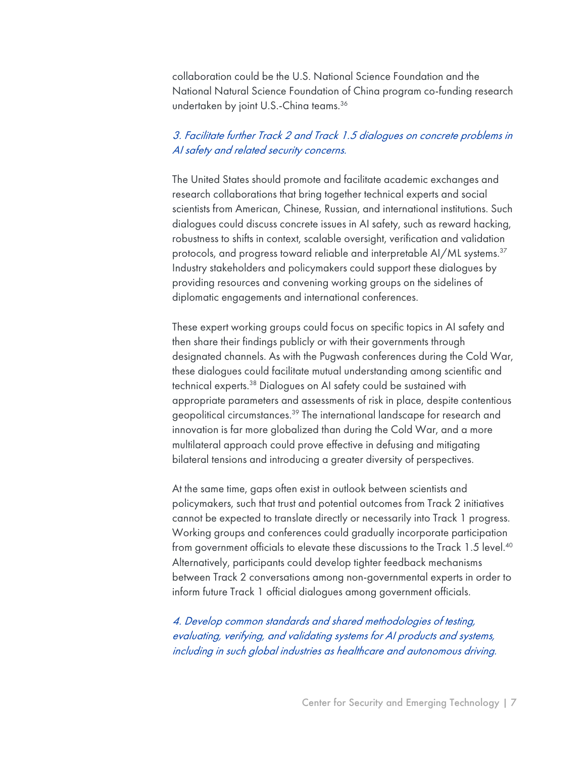collaboration could be the U.S. National Science Foundation and the National Natural Science Foundation of China program co-funding research undertaken by joint U.S.-China teams.[36]

*3. Facilitate further Track 2 and Track 1.5 dialogues on concrete problems in AI safety and related security concerns.*

The United States should promote and facilitate academic exchanges and research collaborations that bring together technical experts and social scientists from American, Chinese, Russian, and international institutions. Such dialogues could discuss concrete issues in AI safety, such as reward hacking, robustness to shifts in context, scalable oversight, verification and validation protocols, and progress toward reliable and interpretable AI/ML systems.[37] Industry stakeholders and policymakers could support these dialogues by providing resources and convening working groups on the sidelines of diplomatic engagements and international conferences.

These expert working groups could focus on specific topics in AI safety and then share their findings publicly or with their governments through designated channels. As with the Pugwash conferences during the Cold War, these dialogues could facilitate mutual understanding among scientific and technical experts.[38] Dialogues on AI safety could be sustained with appropriate parameters and assessments of risk in place, despite contentious geopolitical circumstances.[39] The international landscape for research and innovation is far more globalized than during the Cold War, and a more multilateral approach could prove effective in defusing and mitigating bilateral tensions and introducing a greater diversity of perspectives.

At the same time, gaps often exist in outlook between scientists and policymakers, such that trust and potential outcomes from Track 2 initiatives cannot be expected to translate directly or necessarily into Track 1 progress. Working groups and conferences could gradually incorporate participation from government officials to elevate these discussions to the Track 1.5 level.[40] Alternatively, participants could develop tighter feedback mechanisms between Track 2 conversations among non-governmental experts in order to inform future Track 1 official dialogues among government officials.

*4. Develop common standards and shared methodologies of testing, evaluating, verifying, and validating systems for AI products and systems, including in such global industries as healthcare and autonomous driving.*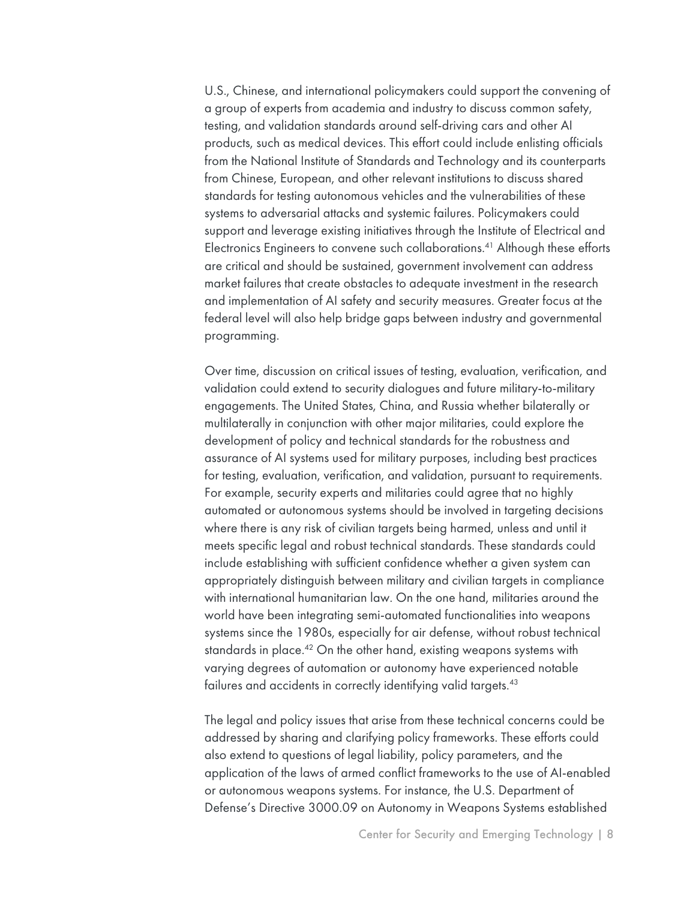U.S., Chinese, and international policymakers could support the convening of a group of experts from academia and industry to discuss common safety, testing, and validation standards around self-driving cars and other AI products, such as medical devices. This effort could include enlisting officials from the National Institute of Standards and Technology and its counterparts from Chinese, European, and other relevant institutions to discuss shared standards for testing autonomous vehicles and the vulnerabilities of these systems to adversarial attacks and systemic failures. Policymakers could support and leverage existing initiatives through the Institute of Electrical and Electronics Engineers to convene such collaborations.[41] Although these efforts are critical and should be sustained, government involvement can address market failures that create obstacles to adequate investment in the research and implementation of AI safety and security measures. Greater focus at the federal level will also help bridge gaps between industry and governmental programming.

Over time, discussion on critical issues of testing, evaluation, verification, and validation could extend to security dialogues and future military-to-military engagements. The United States, China, and Russia whether bilaterally or multilaterally in conjunction with other major militaries, could explore the development of policy and technical standards for the robustness and assurance of AI systems used for military purposes, including best practices for testing, evaluation, verification, and validation, pursuant to requirements. For example, security experts and militaries could agree that no highly automated or autonomous systems should be involved in targeting decisions where there is any risk of civilian targets being harmed, unless and until it meets specific legal and robust technical standards. These standards could include establishing with sufficient confidence whether a given system can appropriately distinguish between military and civilian targets in compliance with international humanitarian law. On the one hand, militaries around the world have been integrating semi-automated functionalities into weapons systems since the 1980s, especially for air defense, without robust technical standards in place.[42] On the other hand, existing weapons systems with varying degrees of automation or autonomy have experienced notable failures and accidents in correctly identifying valid targets.[43]

The legal and policy issues that arise from these technical concerns could be addressed by sharing and clarifying policy frameworks. These efforts could also extend to questions of legal liability, policy parameters, and the application of the laws of armed conflict frameworks to the use of AI-enabled or autonomous weapons systems. For instance, the U.S. Department of Defense's Directive 3000.09 on Autonomy in Weapons Systems established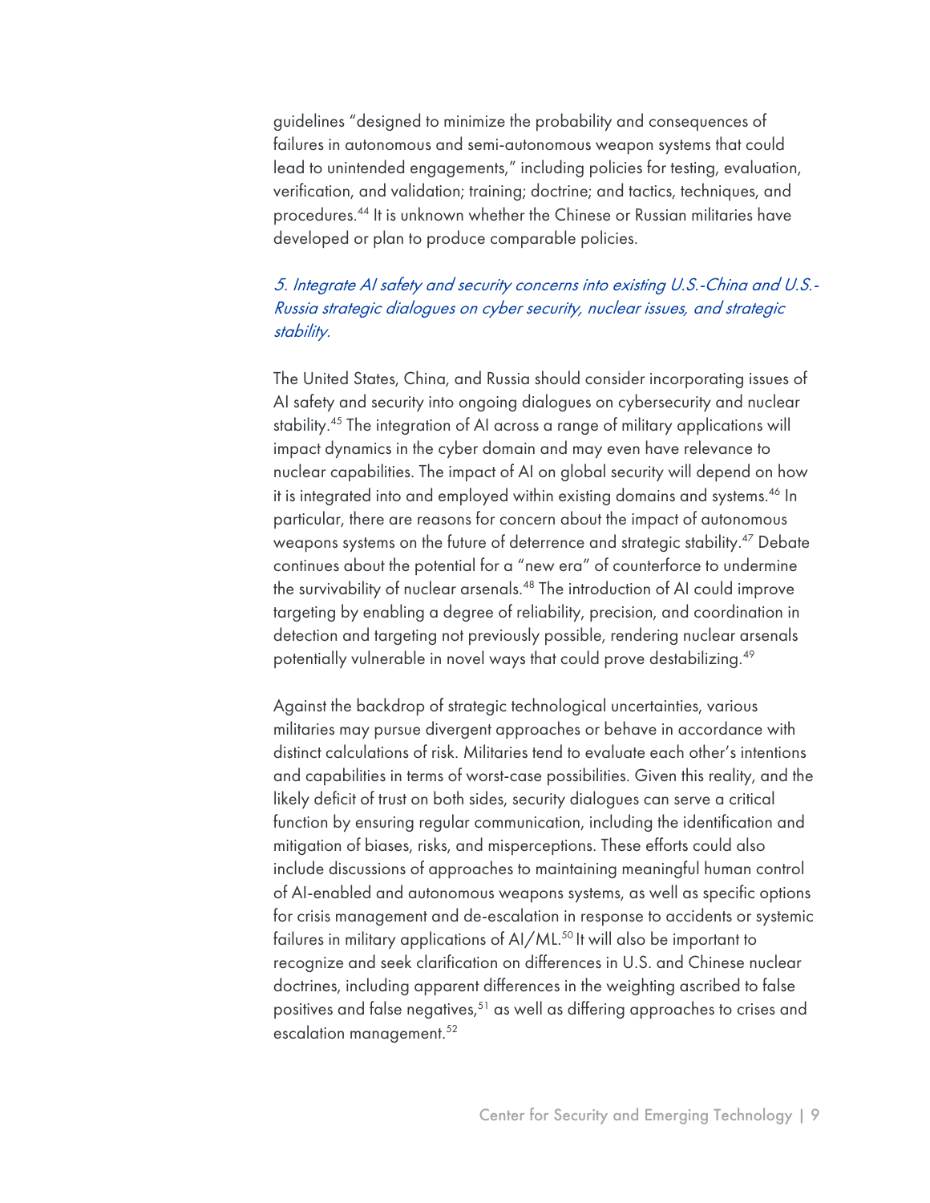guidelines “designed to minimize the probability and consequences of failures in autonomous and semi-autonomous weapon systems that could lead to unintended engagements,” including policies for testing, evaluation, verification, and validation; training; doctrine; and tactics, techniques, and procedures.[44] It is unknown whether the Chinese or Russian militaries have developed or plan to produce comparable policies.

### *5. Integrate AI safety and security concerns into existing U.S.-China and U.S.-Russia strategic dialogues on cyber security, nuclear issues, and strategic stability.*

The United States, China, and Russia should consider incorporating issues of AI safety and security into ongoing dialogues on cybersecurity and nuclear stability.[45] The integration of AI across a range of military applications will impact dynamics in the cyber domain and may even have relevance to nuclear capabilities. The impact of AI on global security will depend on how it is integrated into and employed within existing domains and systems.[46] In particular, there are reasons for concern about the impact of autonomous weapons systems on the future of deterrence and strategic stability.[47] Debate continues about the potential for a “new era” of counterforce to undermine the survivability of nuclear arsenals.[48] The introduction of AI could improve targeting by enabling a degree of reliability, precision, and coordination in detection and targeting not previously possible, rendering nuclear arsenals potentially vulnerable in novel ways that could prove destabilizing.[49]

Against the backdrop of strategic technological uncertainties, various militaries may pursue divergent approaches or behave in accordance with distinct calculations of risk. Militaries tend to evaluate each other’s intentions and capabilities in terms of worst-case possibilities. Given this reality, and the likely deficit of trust on both sides, security dialogues can serve a critical function by ensuring regular communication, including the identification and mitigation of biases, risks, and misperceptions. These efforts could also include discussions of approaches to maintaining meaningful human control of AI-enabled and autonomous weapons systems, as well as specific options for crisis management and de-escalation in response to accidents or systemic failures in military applications of AI/ML.[50] It will also be important to recognize and seek clarification on differences in U.S. and Chinese nuclear doctrines, including apparent differences in the weighting ascribed to false positives and false negatives,[51] as well as differing approaches to crises and escalation management.[52]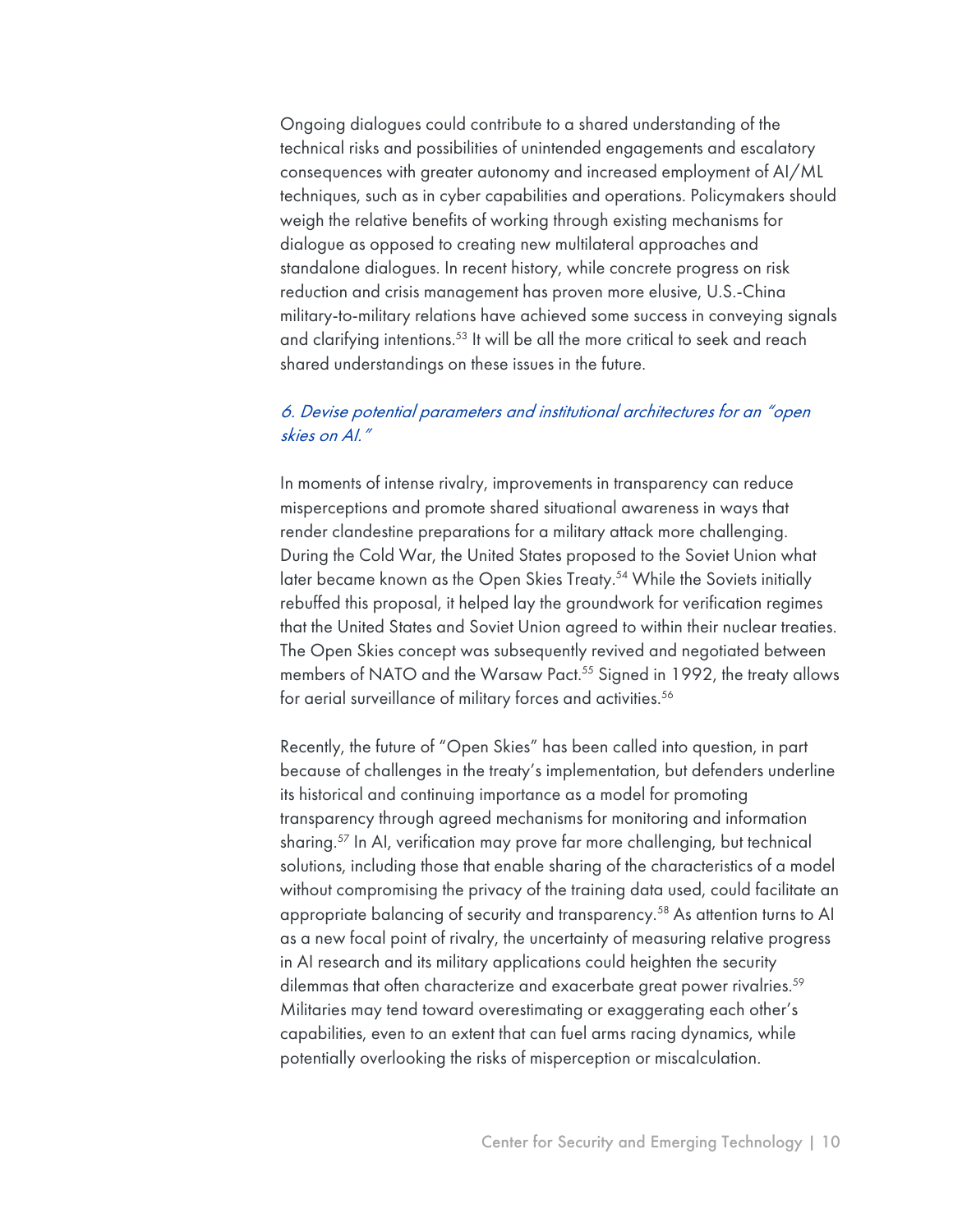Ongoing dialogues could contribute to a shared understanding of the technical risks and possibilities of unintended engagements and escalatory consequences with greater autonomy and increased employment of AI/ML techniques, such as in cyber capabilities and operations. Policymakers should weigh the relative benefits of working through existing mechanisms for dialogue as opposed to creating new multilateral approaches and standalone dialogues. In recent history, while concrete progress on risk reduction and crisis management has proven more elusive, U.S.-China military-to-military relations have achieved some success in conveying signals and clarifying intentions.[53] It will be all the more critical to seek and reach shared understandings on these issues in the future.

### *6. Devise potential parameters and institutional architectures for an "open skies on AI."*

In moments of intense rivalry, improvements in transparency can reduce misperceptions and promote shared situational awareness in ways that render clandestine preparations for a military attack more challenging. During the Cold War, the United States proposed to the Soviet Union what later became known as the Open Skies Treaty.[54] While the Soviets initially rebuffed this proposal, it helped lay the groundwork for verification regimes that the United States and Soviet Union agreed to within their nuclear treaties. The Open Skies concept was subsequently revived and negotiated between members of NATO and the Warsaw Pact.[55] Signed in 1992, the treaty allows for aerial surveillance of military forces and activities.[56]

Recently, the future of "Open Skies" has been called into question, in part because of challenges in the treaty's implementation, but defenders underline its historical and continuing importance as a model for promoting transparency through agreed mechanisms for monitoring and information sharing.[57] In AI, verification may prove far more challenging, but technical solutions, including those that enable sharing of the characteristics of a model without compromising the privacy of the training data used, could facilitate an appropriate balancing of security and transparency.[58] As attention turns to AI as a new focal point of rivalry, the uncertainty of measuring relative progress in AI research and its military applications could heighten the security dilemmas that often characterize and exacerbate great power rivalries.[59] Militaries may tend toward overestimating or exaggerating each other's capabilities, even to an extent that can fuel arms racing dynamics, while potentially overlooking the risks of misperception or miscalculation.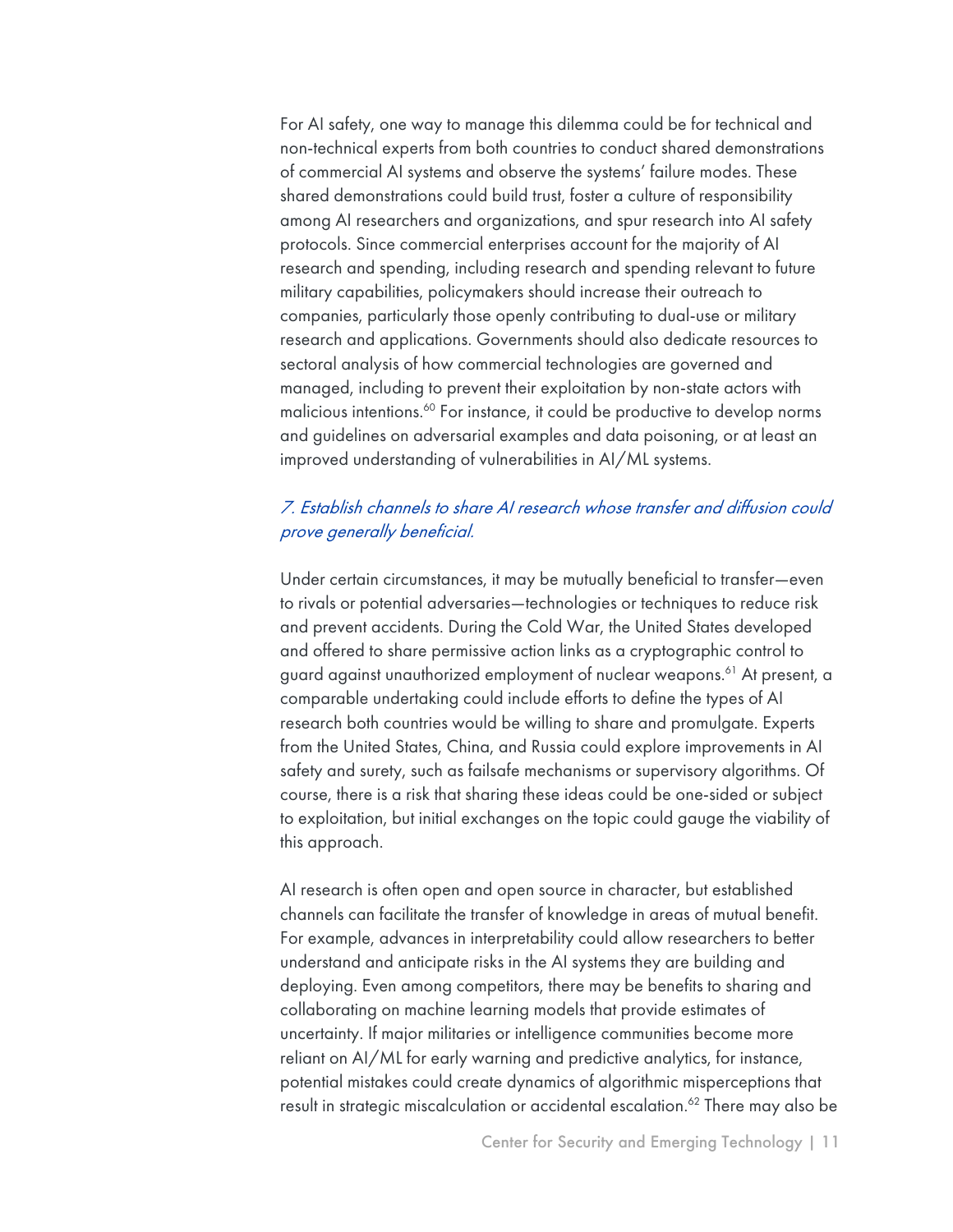For AI safety, one way to manage this dilemma could be for technical and non-technical experts from both countries to conduct shared demonstrations of commercial AI systems and observe the systems' failure modes. These shared demonstrations could build trust, foster a culture of responsibility among AI researchers and organizations, and spur research into AI safety protocols. Since commercial enterprises account for the majority of AI research and spending, including research and spending relevant to future military capabilities, policymakers should increase their outreach to companies, particularly those openly contributing to dual-use or military research and applications. Governments should also dedicate resources to sectoral analysis of how commercial technologies are governed and managed, including to prevent their exploitation by non-state actors with malicious intentions.[60] For instance, it could be productive to develop norms and guidelines on adversarial examples and data poisoning, or at least an improved understanding of vulnerabilities in AI/ML systems.

### *7. Establish channels to share AI research whose transfer and diffusion could prove generally beneficial.*

Under certain circumstances, it may be mutually beneficial to transfer—even to rivals or potential adversaries—technologies or techniques to reduce risk and prevent accidents. During the Cold War, the United States developed and offered to share permissive action links as a cryptographic control to guard against unauthorized employment of nuclear weapons.[61] At present, a comparable undertaking could include efforts to define the types of AI research both countries would be willing to share and promulgate. Experts from the United States, China, and Russia could explore improvements in AI safety and surety, such as failsafe mechanisms or supervisory algorithms. Of course, there is a risk that sharing these ideas could be one-sided or subject to exploitation, but initial exchanges on the topic could gauge the viability of this approach.

AI research is often open and open source in character, but established channels can facilitate the transfer of knowledge in areas of mutual benefit. For example, advances in interpretability could allow researchers to better understand and anticipate risks in the AI systems they are building and deploying. Even among competitors, there may be benefits to sharing and collaborating on machine learning models that provide estimates of uncertainty. If major militaries or intelligence communities become more reliant on AI/ML for early warning and predictive analytics, for instance, potential mistakes could create dynamics of algorithmic misperceptions that result in strategic miscalculation or accidental escalation.[62] There may also be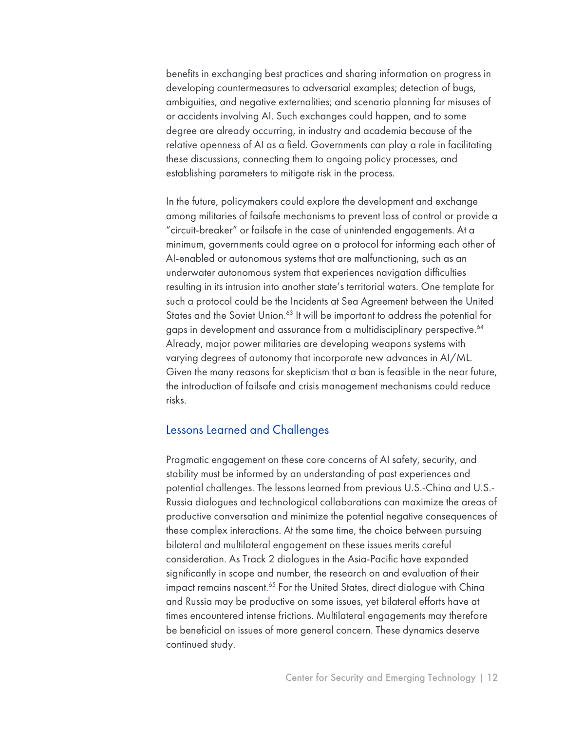benefits in exchanging best practices and sharing information on progress in developing countermeasures to adversarial examples; detection of bugs, ambiguities, and negative externalities; and scenario planning for misuses of or accidents involving AI. Such exchanges could happen, and to some degree are already occurring, in industry and academia because of the relative openness of AI as a field. Governments can play a role in facilitating these discussions, connecting them to ongoing policy processes, and establishing parameters to mitigate risk in the process.

In the future, policymakers could explore the development and exchange among militaries of failsafe mechanisms to prevent loss of control or provide a "circuit-breaker" or failsafe in the case of unintended engagements. At a minimum, governments could agree on a protocol for informing each other of AI-enabled or autonomous systems that are malfunctioning, such as an underwater autonomous system that experiences navigation difficulties resulting in its intrusion into another state's territorial waters. One template for such a protocol could be the Incidents at Sea Agreement between the United States and the Soviet Union.[63] It will be important to address the potential for gaps in development and assurance from a multidisciplinary perspective.[64] Already, major power militaries are developing weapons systems with varying degrees of autonomy that incorporate new advances in AI/ML. Given the many reasons for skepticism that a ban is feasible in the near future, the introduction of failsafe and crisis management mechanisms could reduce risks.

## Lessons Learned and Challenges

Pragmatic engagement on these core concerns of AI safety, security, and stability must be informed by an understanding of past experiences and potential challenges. The lessons learned from previous U.S.-China and U.S.-Russia dialogues and technological collaborations can maximize the areas of productive conversation and minimize the potential negative consequences of these complex interactions. At the same time, the choice between pursuing bilateral and multilateral engagement on these issues merits careful consideration. As Track 2 dialogues in the Asia-Pacific have expanded significantly in scope and number, the research on and evaluation of their impact remains nascent.[65] For the United States, direct dialogue with China and Russia may be productive on some issues, yet bilateral efforts have at times encountered intense frictions. Multilateral engagements may therefore be beneficial on issues of more general concern. These dynamics deserve continued study.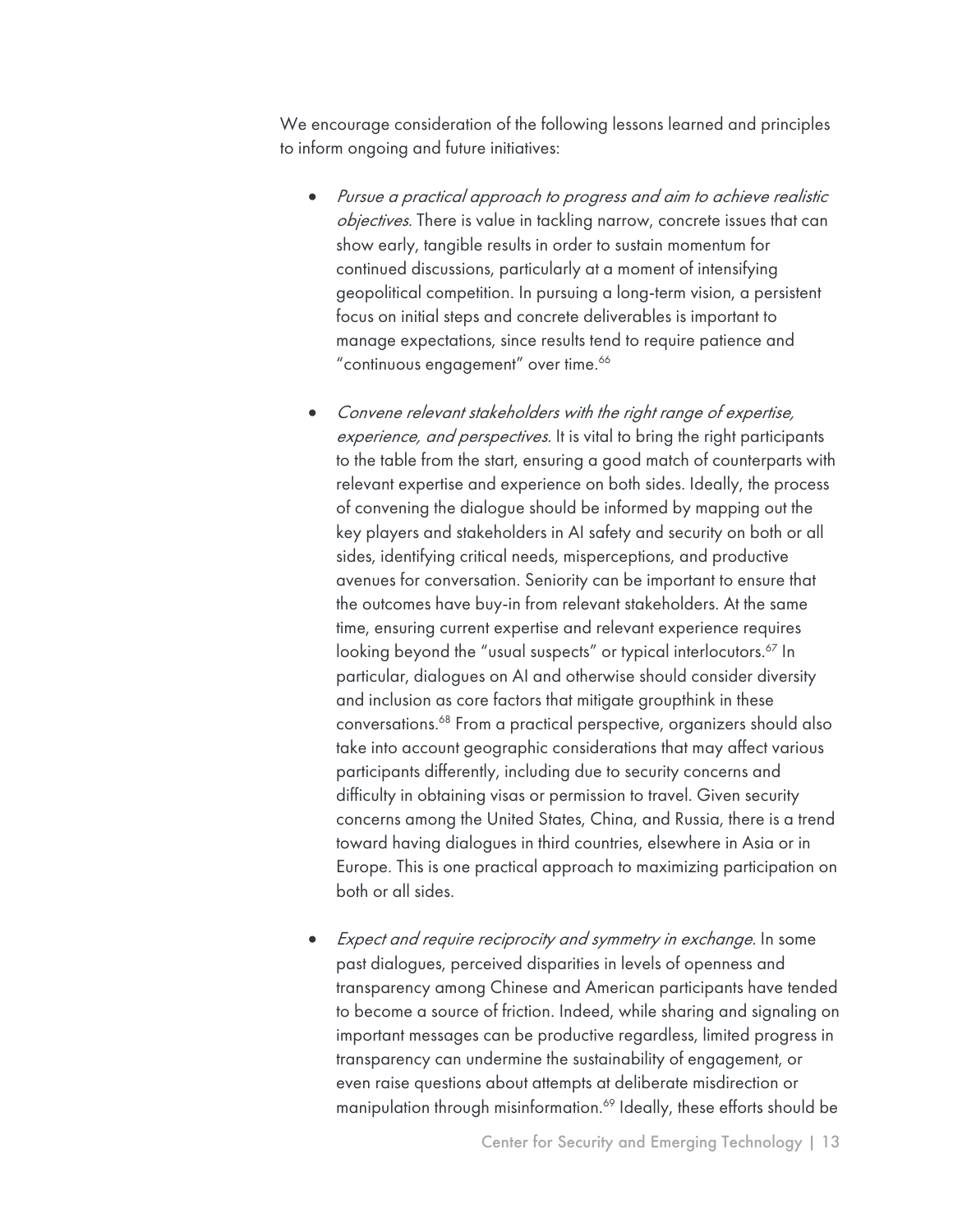We encourage consideration of the following lessons learned and principles to inform ongoing and future initiatives:

- *Pursue a practical approach to progress and aim to achieve realistic objectives.* There is value in tackling narrow, concrete issues that can show early, tangible results in order to sustain momentum for continued discussions, particularly at a moment of intensifying geopolitical competition. In pursuing a long-term vision, a persistent focus on initial steps and concrete deliverables is important to manage expectations, since results tend to require patience and "continuous engagement" over time.[66]

- *Convene relevant stakeholders with the right range of expertise, experience, and perspectives.* It is vital to bring the right participants to the table from the start, ensuring a good match of counterparts with relevant expertise and experience on both sides. Ideally, the process of convening the dialogue should be informed by mapping out the key players and stakeholders in AI safety and security on both or all sides, identifying critical needs, misperceptions, and productive avenues for conversation. Seniority can be important to ensure that the outcomes have buy-in from relevant stakeholders. At the same time, ensuring current expertise and relevant experience requires looking beyond the "usual suspects" or typical interlocutors.[67] In particular, dialogues on AI and otherwise should consider diversity and inclusion as core factors that mitigate groupthink in these conversations.[68] From a practical perspective, organizers should also take into account geographic considerations that may affect various participants differently, including due to security concerns and difficulty in obtaining visas or permission to travel. Given security concerns among the United States, China, and Russia, there is a trend toward having dialogues in third countries, elsewhere in Asia or in Europe. This is one practical approach to maximizing participation on both or all sides.

- *Expect and require reciprocity and symmetry in exchange.* In some past dialogues, perceived disparities in levels of openness and transparency among Chinese and American participants have tended to become a source of friction. Indeed, while sharing and signaling on important messages can be productive regardless, limited progress in transparency can undermine the sustainability of engagement, or even raise questions about attempts at deliberate misdirection or manipulation through misinformation.[69] Ideally, these efforts should be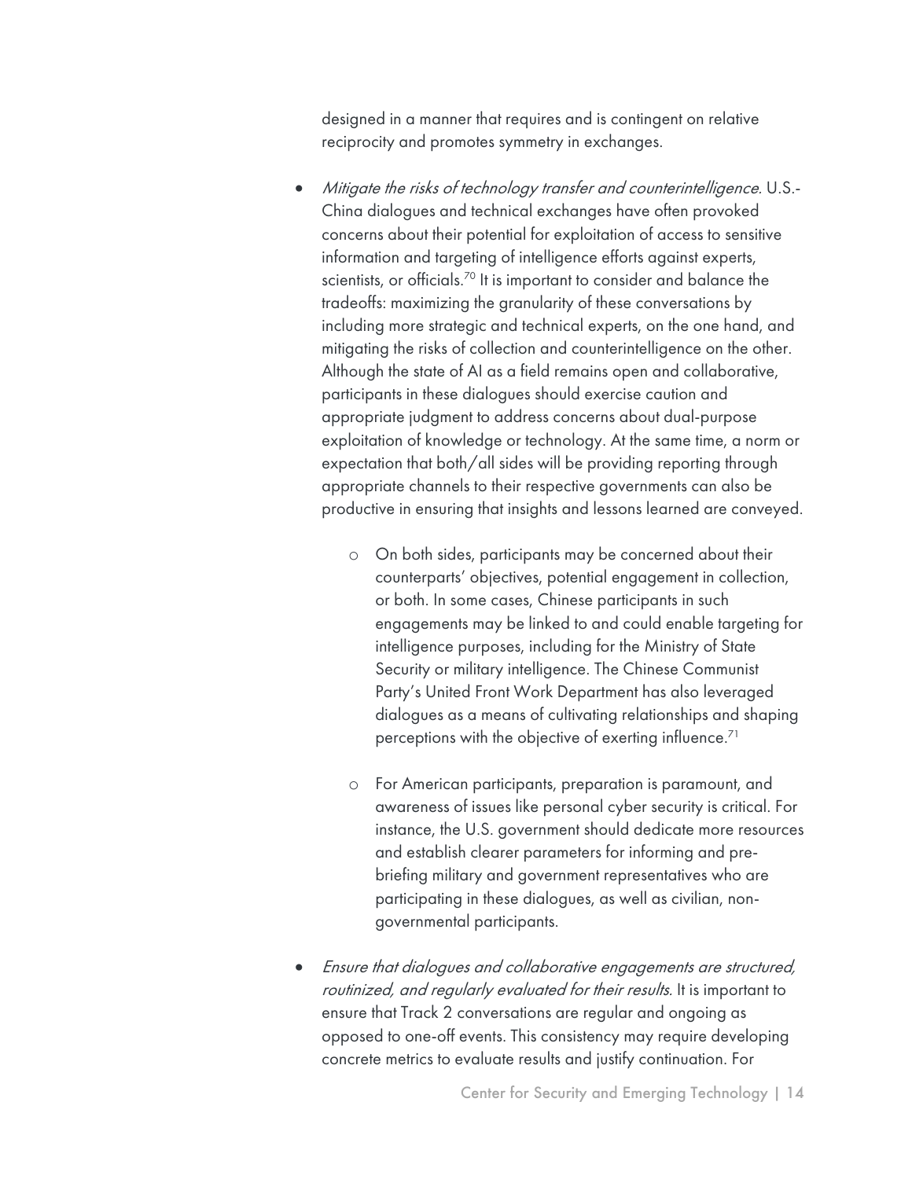designed in a manner that requires and is contingent on relative reciprocity and promotes symmetry in exchanges.

- *Mitigate the risks of technology transfer and counterintelligence.* U.S.-China dialogues and technical exchanges have often provoked concerns about their potential for exploitation of access to sensitive information and targeting of intelligence efforts against experts, scientists, or officials.[70] It is important to consider and balance the tradeoffs: maximizing the granularity of these conversations by including more strategic and technical experts, on the one hand, and mitigating the risks of collection and counterintelligence on the other. Although the state of AI as a field remains open and collaborative, participants in these dialogues should exercise caution and appropriate judgment to address concerns about dual-purpose exploitation of knowledge or technology. At the same time, a norm or expectation that both/all sides will be providing reporting through appropriate channels to their respective governments can also be productive in ensuring that insights and lessons learned are conveyed.
    - On both sides, participants may be concerned about their counterparts' objectives, potential engagement in collection, or both. In some cases, Chinese participants in such engagements may be linked to and could enable targeting for intelligence purposes, including for the Ministry of State Security or military intelligence. The Chinese Communist Party's United Front Work Department has also leveraged dialogues as a means of cultivating relationships and shaping perceptions with the objective of exerting influence.[71]
    - For American participants, preparation is paramount, and awareness of issues like personal cyber security is critical. For instance, the U.S. government should dedicate more resources and establish clearer parameters for informing and pre-briefing military and government representatives who are participating in these dialogues, as well as civilian, non-governmental participants.
- *Ensure that dialogues and collaborative engagements are structured, routinized, and regularly evaluated for their results.* It is important to ensure that Track 2 conversations are regular and ongoing as opposed to one-off events. This consistency may require developing concrete metrics to evaluate results and justify continuation. For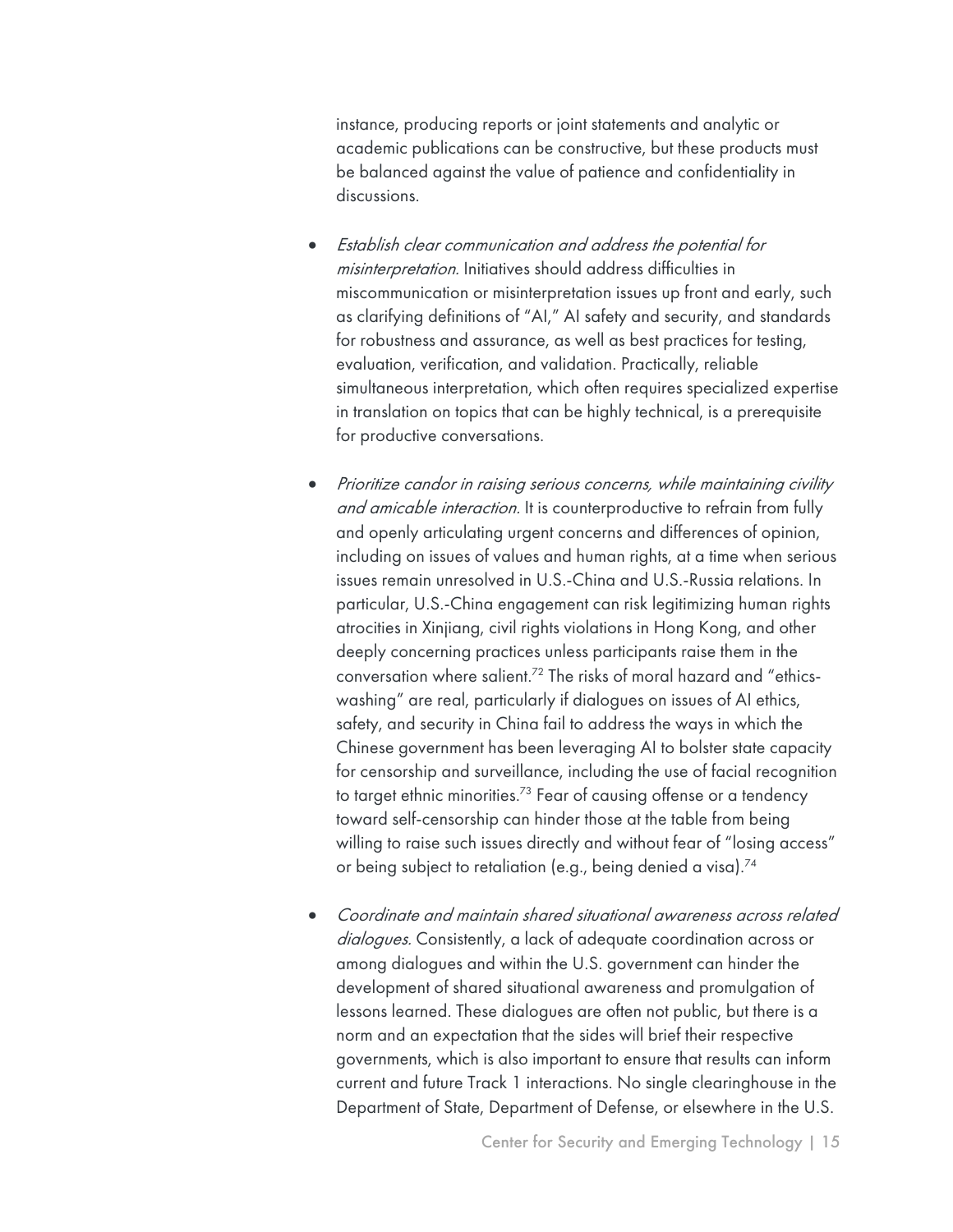instance, producing reports or joint statements and analytic or academic publications can be constructive, but these products must be balanced against the value of patience and confidentiality in discussions.

- *Establish clear communication and address the potential for misinterpretation.* Initiatives should address difficulties in miscommunication or misinterpretation issues up front and early, such as clarifying definitions of "AI," AI safety and security, and standards for robustness and assurance, as well as best practices for testing, evaluation, verification, and validation. Practically, reliable simultaneous interpretation, which often requires specialized expertise in translation on topics that can be highly technical, is a prerequisite for productive conversations.

- *Prioritize candor in raising serious concerns, while maintaining civility and amicable interaction.* It is counterproductive to refrain from fully and openly articulating urgent concerns and differences of opinion, including on issues of values and human rights, at a time when serious issues remain unresolved in U.S.-China and U.S.-Russia relations. In particular, U.S.-China engagement can risk legitimizing human rights atrocities in Xinjiang, civil rights violations in Hong Kong, and other deeply concerning practices unless participants raise them in the conversation where salient.[72] The risks of moral hazard and "ethics-washing" are real, particularly if dialogues on issues of AI ethics, safety, and security in China fail to address the ways in which the Chinese government has been leveraging AI to bolster state capacity for censorship and surveillance, including the use of facial recognition to target ethnic minorities.[73] Fear of causing offense or a tendency toward self-censorship can hinder those at the table from being willing to raise such issues directly and without fear of "losing access" or being subject to retaliation (e.g., being denied a visa).[74]

- *Coordinate and maintain shared situational awareness across related dialogues.* Consistently, a lack of adequate coordination across or among dialogues and within the U.S. government can hinder the development of shared situational awareness and promulgation of lessons learned. These dialogues are often not public, but there is a norm and an expectation that the sides will brief their respective governments, which is also important to ensure that results can inform current and future Track 1 interactions. No single clearinghouse in the Department of State, Department of Defense, or elsewhere in the U.S.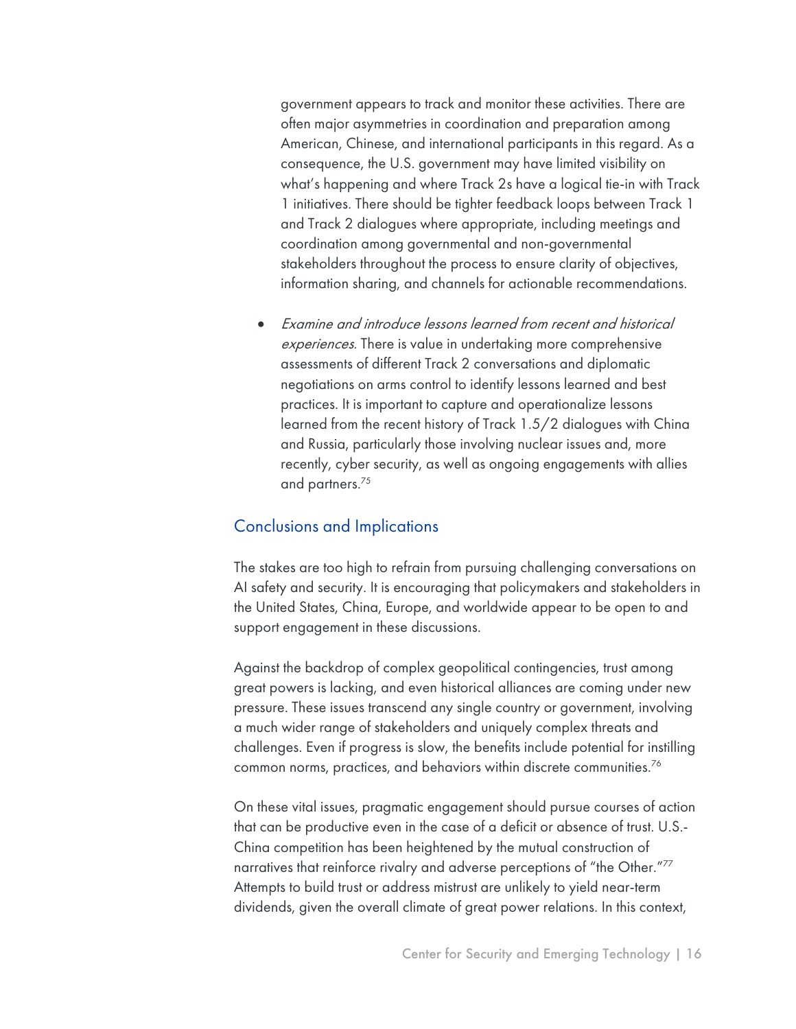government appears to track and monitor these activities. There are often major asymmetries in coordination and preparation among American, Chinese, and international participants in this regard. As a consequence, the U.S. government may have limited visibility on what's happening and where Track 2s have a logical tie-in with Track 1 initiatives. There should be tighter feedback loops between Track 1 and Track 2 dialogues where appropriate, including meetings and coordination among governmental and non-governmental stakeholders throughout the process to ensure clarity of objectives, information sharing, and channels for actionable recommendations.

- *Examine and introduce lessons learned from recent and historical experiences.* There is value in undertaking more comprehensive assessments of different Track 2 conversations and diplomatic negotiations on arms control to identify lessons learned and best practices. It is important to capture and operationalize lessons learned from the recent history of Track 1.5/2 dialogues with China and Russia, particularly those involving nuclear issues and, more recently, cyber security, as well as ongoing engagements with allies and partners.[75]

## Conclusions and Implications

The stakes are too high to refrain from pursuing challenging conversations on AI safety and security. It is encouraging that policymakers and stakeholders in the United States, China, Europe, and worldwide appear to be open to and support engagement in these discussions.

Against the backdrop of complex geopolitical contingencies, trust among great powers is lacking, and even historical alliances are coming under new pressure. These issues transcend any single country or government, involving a much wider range of stakeholders and uniquely complex threats and challenges. Even if progress is slow, the benefits include potential for instilling common norms, practices, and behaviors within discrete communities.[76]

On these vital issues, pragmatic engagement should pursue courses of action that can be productive even in the case of a deficit or absence of trust. U.S.-China competition has been heightened by the mutual construction of narratives that reinforce rivalry and adverse perceptions of "the Other."[77] Attempts to build trust or address mistrust are unlikely to yield near-term dividends, given the overall climate of great power relations. In this context,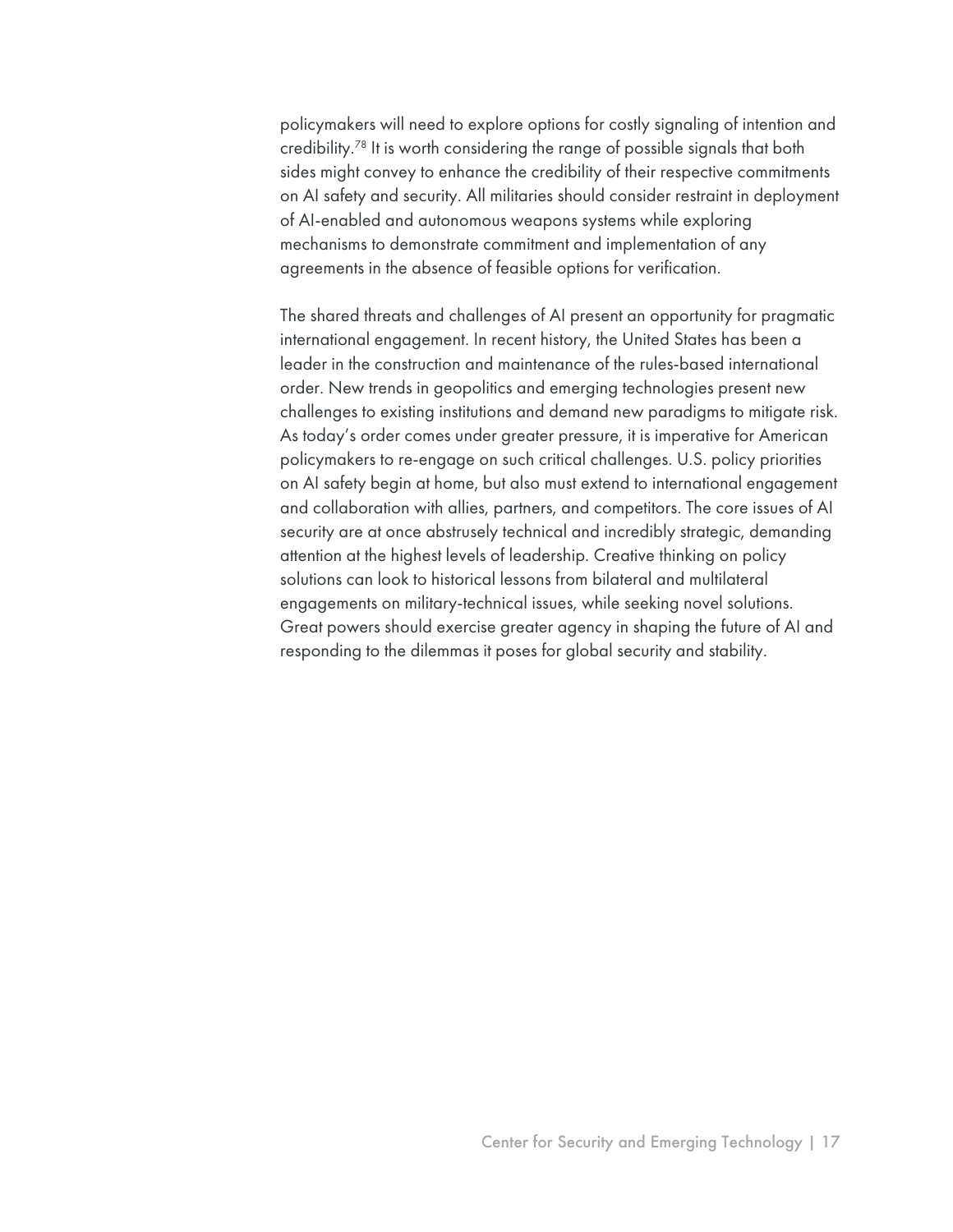policymakers will need to explore options for costly signaling of intention and credibility.[78] It is worth considering the range of possible signals that both sides might convey to enhance the credibility of their respective commitments on AI safety and security. All militaries should consider restraint in deployment of AI-enabled and autonomous weapons systems while exploring mechanisms to demonstrate commitment and implementation of any agreements in the absence of feasible options for verification.

The shared threats and challenges of AI present an opportunity for pragmatic international engagement. In recent history, the United States has been a leader in the construction and maintenance of the rules-based international order. New trends in geopolitics and emerging technologies present new challenges to existing institutions and demand new paradigms to mitigate risk. As today's order comes under greater pressure, it is imperative for American policymakers to re-engage on such critical challenges. U.S. policy priorities on AI safety begin at home, but also must extend to international engagement and collaboration with allies, partners, and competitors. The core issues of AI security are at once abstrusely technical and incredibly strategic, demanding attention at the highest levels of leadership. Creative thinking on policy solutions can look to historical lessons from bilateral and multilateral engagements on military-technical issues, while seeking novel solutions. Great powers should exercise greater agency in shaping the future of AI and responding to the dilemmas it poses for global security and stability.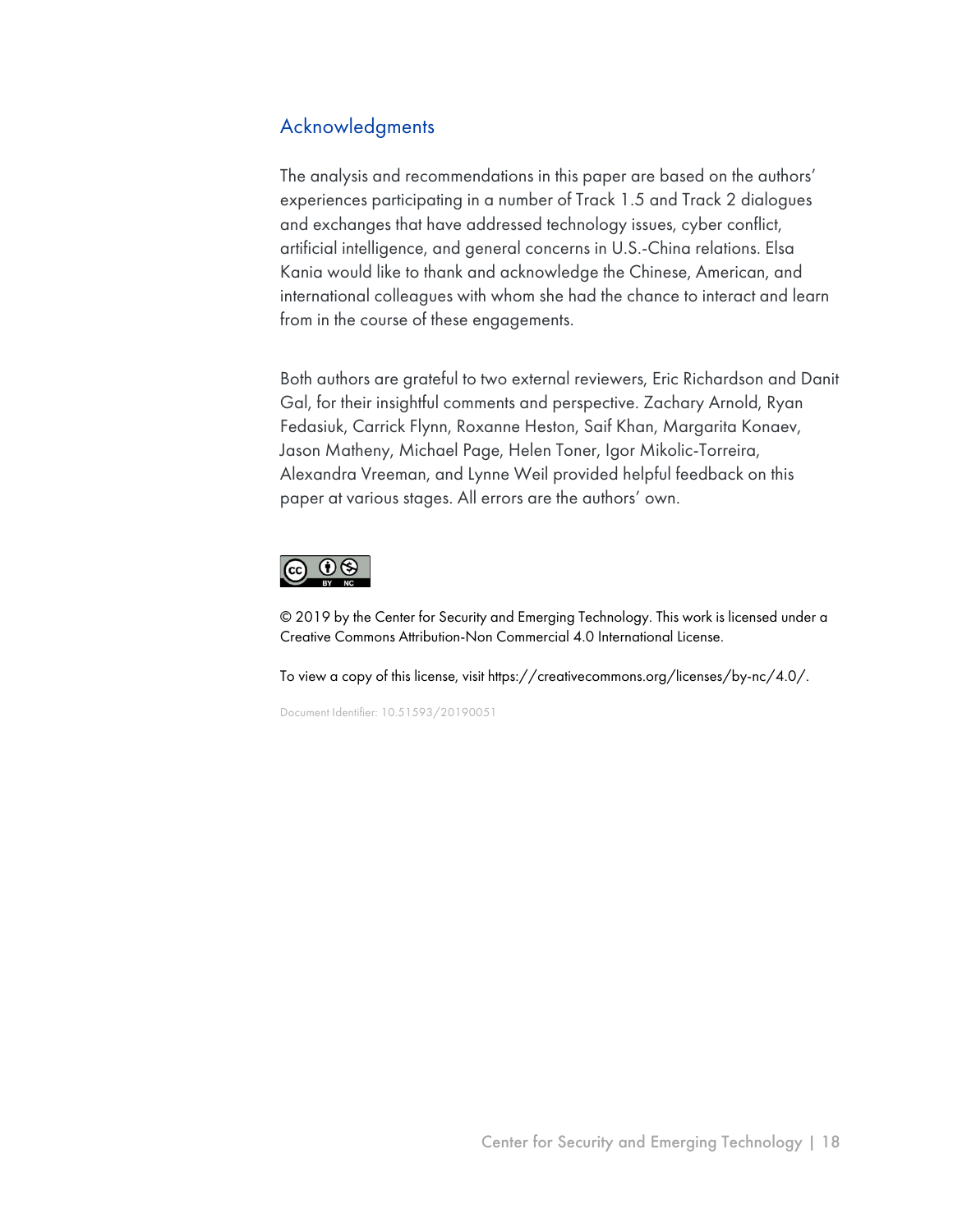## Acknowledgments

The analysis and recommendations in this paper are based on the authors' experiences participating in a number of Track 1.5 and Track 2 dialogues and exchanges that have addressed technology issues, cyber conflict, artificial intelligence, and general concerns in U.S.-China relations. Elsa Kania would like to thank and acknowledge the Chinese, American, and international colleagues with whom she had the chance to interact and learn from in the course of these engagements.

Both authors are grateful to two external reviewers, Eric Richardson and Danit Gal, for their insightful comments and perspective. Zachary Arnold, Ryan Fedasiuk, Carrick Flynn, Roxanne Heston, Saif Khan, Margarita Konaev, Jason Matheny, Michael Page, Helen Toner, Igor Mikolic-Torreira, Alexandra Vreeman, and Lynne Weil provided helpful feedback on this paper at various stages. All errors are the authors' own.

© 2019 by the Center for Security and Emerging Technology. This work is licensed under a Creative Commons Attribution-Non Commercial 4.0 International License.

To view a copy of this license, visit https://creativecommons.org/licenses/by-nc/4.0/.

Document Identifier: 10.51593/20190051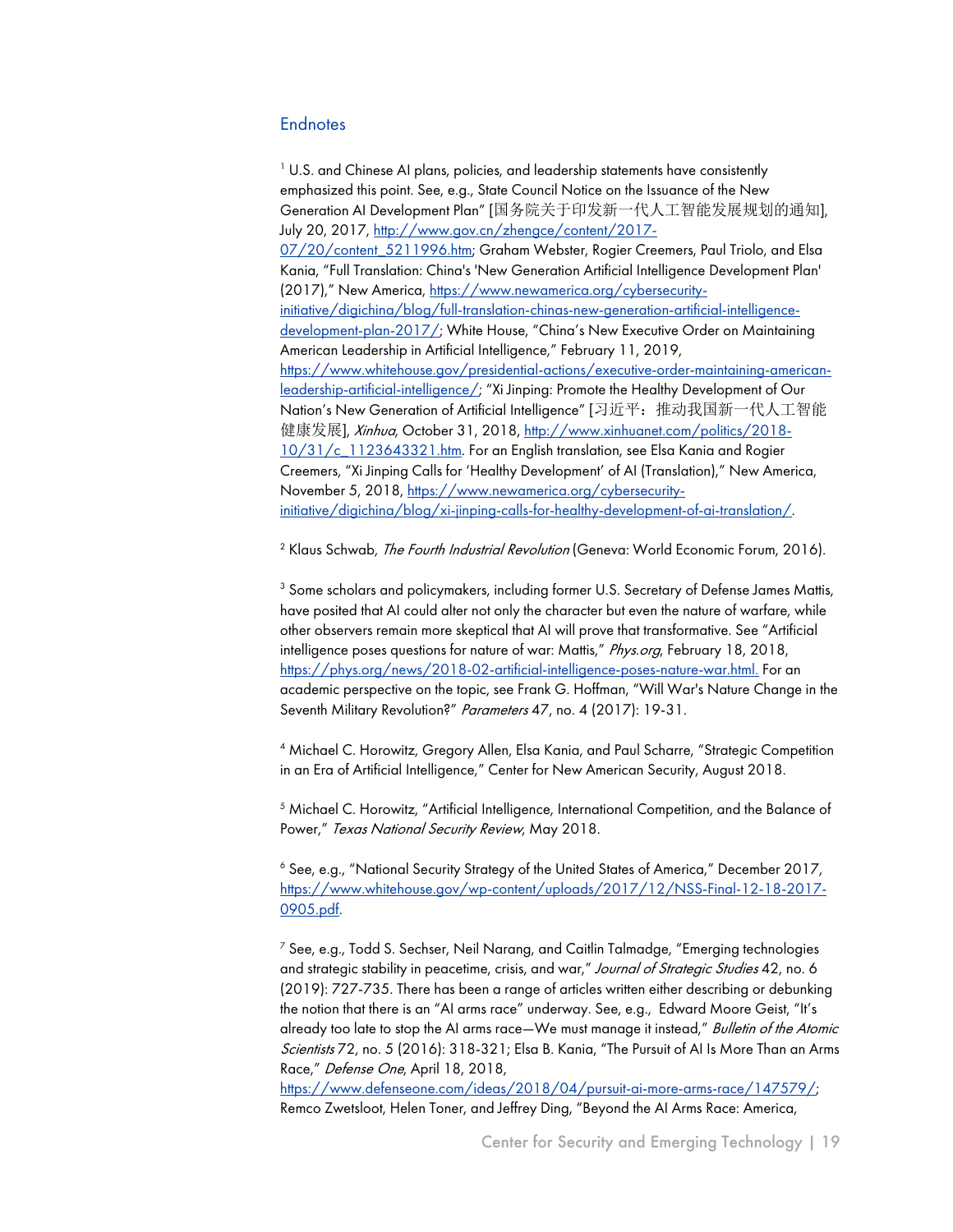## Endnotes

[1] U.S. and Chinese AI plans, policies, and leadership statements have consistently emphasized this point. See, e.g., State Council Notice on the Issuance of the New Generation AI Development Plan" [国务院关于印发新一代人工智能发展规划的通知], July 20, 2017, http://www.gov.cn/zhengce/content/2017-07/20/content_5211996.htm; Graham Webster, Rogier Creemers, Paul Triolo, and Elsa Kania, "Full Translation: China's 'New Generation Artificial Intelligence Development Plan' (2017)," New America, https://www.newamerica.org/cybersecurity-initiative/digichina/blog/full-translation-chinas-new-generation-artificial-intelligence-development-plan-2017/; White House, "China's New Executive Order on Maintaining American Leadership in Artificial Intelligence," February 11, 2019, https://www.whitehouse.gov/presidential-actions/executive-order-maintaining-american-leadership-artificial-intelligence/; "Xi Jinping: Promote the Healthy Development of Our Nation's New Generation of Artificial Intelligence" [习近平：推动我国新一代人工智能健康发展], *Xinhua*, October 31, 2018, http://www.xinhuanet.com/politics/2018-10/31/c_1123643321.htm. For an English translation, see Elsa Kania and Rogier Creemers, "Xi Jinping Calls for 'Healthy Development' of AI (Translation)," New America, November 5, 2018, https://www.newamerica.org/cybersecurity-initiative/digichina/blog/xi-jinping-calls-for-healthy-development-of-ai-translation/.

[2] Klaus Schwab, *The Fourth Industrial Revolution* (Geneva: World Economic Forum, 2016).

[3] Some scholars and policymakers, including former U.S. Secretary of Defense James Mattis, have posited that AI could alter not only the character but even the nature of warfare, while other observers remain more skeptical that AI will prove that transformative. See "Artificial intelligence poses questions for nature of war: Mattis," *Phys.org*, February 18, 2018, https://phys.org/news/2018-02-artificial-intelligence-poses-nature-war.html. For an academic perspective on the topic, see Frank G. Hoffman, "Will War's Nature Change in the Seventh Military Revolution?" *Parameters* 47, no. 4 (2017): 19-31.

[4] Michael C. Horowitz, Gregory Allen, Elsa Kania, and Paul Scharre, "Strategic Competition in an Era of Artificial Intelligence," Center for New American Security, August 2018.

[5] Michael C. Horowitz, "Artificial Intelligence, International Competition, and the Balance of Power," *Texas National Security Review*, May 2018.

[6] See, e.g., "National Security Strategy of the United States of America," December 2017, https://www.whitehouse.gov/wp-content/uploads/2017/12/NSS-Final-12-18-2017-0905.pdf.

[7] See, e.g., Todd S. Sechser, Neil Narang, and Caitlin Talmadge, "Emerging technologies and strategic stability in peacetime, crisis, and war," *Journal of Strategic Studies* 42, no. 6 (2019): 727-735. There has been a range of articles written either describing or debunking the notion that there is an "AI arms race" underway. See, e.g., Edward Moore Geist, "It's already too late to stop the AI arms race—We must manage it instead," *Bulletin of the Atomic Scientists* 72, no. 5 (2016): 318-321; Elsa B. Kania, "The Pursuit of AI Is More Than an Arms Race," *Defense One*, April 18, 2018, https://www.defenseone.com/ideas/2018/04/pursuit-ai-more-arms-race/147579/; Remco Zwetsloot, Helen Toner, and Jeffrey Ding, "Beyond the AI Arms Race: America,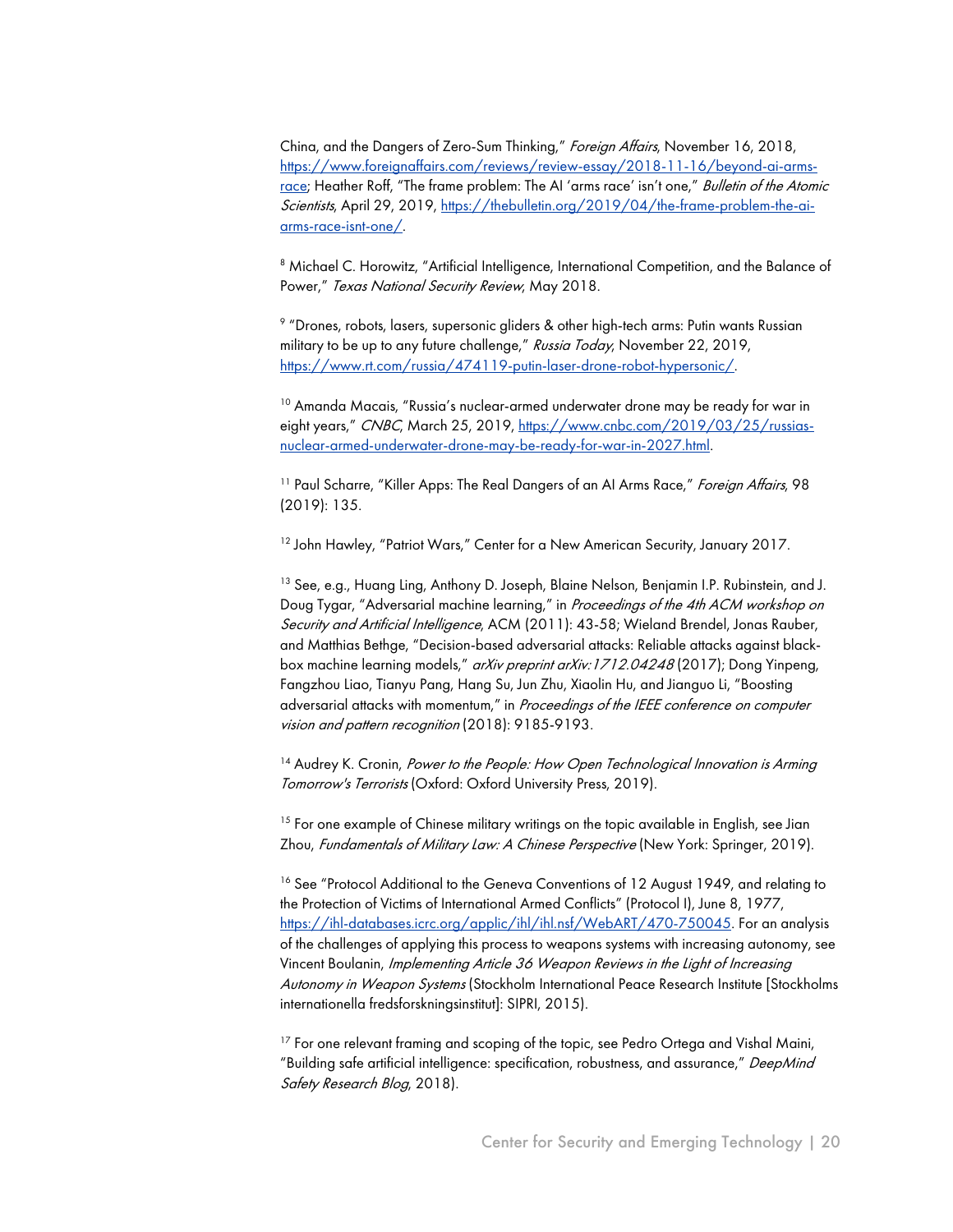China, and the Dangers of Zero-Sum Thinking," *Foreign Affairs*, November 16, 2018, https://www.foreignaffairs.com/reviews/review-essay/2018-11-16/beyond-ai-arms-race; Heather Roff, "The frame problem: The AI 'arms race' isn't one," *Bulletin of the Atomic Scientists*, April 29, 2019, https://thebulletin.org/2019/04/the-frame-problem-the-ai-arms-race-isnt-one/.

[8] Michael C. Horowitz, "Artificial Intelligence, International Competition, and the Balance of Power," *Texas National Security Review*, May 2018.

[9] "Drones, robots, lasers, supersonic gliders & other high-tech arms: Putin wants Russian military to be up to any future challenge," *Russia Today*, November 22, 2019, https://www.rt.com/russia/474119-putin-laser-drone-robot-hypersonic/.

[10] Amanda Macais, "Russia's nuclear-armed underwater drone may be ready for war in eight years," *CNBC*, March 25, 2019, https://www.cnbc.com/2019/03/25/russias-nuclear-armed-underwater-drone-may-be-ready-for-war-in-2027.html.

[11] Paul Scharre, "Killer Apps: The Real Dangers of an AI Arms Race," *Foreign Affairs*, 98 (2019): 135.

[12] John Hawley, "Patriot Wars," Center for a New American Security, January 2017.

[13] See, e.g., Huang Ling, Anthony D. Joseph, Blaine Nelson, Benjamin I.P. Rubinstein, and J. Doug Tygar, "Adversarial machine learning," in *Proceedings of the 4th ACM workshop on Security and Artificial Intelligence*, ACM (2011): 43-58; Wieland Brendel, Jonas Rauber, and Matthias Bethge, "Decision-based adversarial attacks: Reliable attacks against black-box machine learning models," *arXiv preprint arXiv:1712.04248* (2017); Dong Yinpeng, Fangzhou Liao, Tianyu Pang, Hang Su, Jun Zhu, Xiaolin Hu, and Jianguo Li, "Boosting adversarial attacks with momentum," in *Proceedings of the IEEE conference on computer vision and pattern recognition* (2018): 9185-9193.

[14] Audrey K. Cronin, *Power to the People: How Open Technological Innovation is Arming Tomorrow's Terrorists* (Oxford: Oxford University Press, 2019).

[15] For one example of Chinese military writings on the topic available in English, see Jian Zhou, *Fundamentals of Military Law: A Chinese Perspective* (New York: Springer, 2019).

[16] See "Protocol Additional to the Geneva Conventions of 12 August 1949, and relating to the Protection of Victims of International Armed Conflicts" (Protocol I), June 8, 1977, https://ihl-databases.icrc.org/applic/ihl/ihl.nsf/WebART/470-750045. For an analysis of the challenges of applying this process to weapons systems with increasing autonomy, see Vincent Boulanin, *Implementing Article 36 Weapon Reviews in the Light of Increasing Autonomy in Weapon Systems* (Stockholm International Peace Research Institute [Stockholms internationella fredsforskningsinstitut]: SIPRI, 2015).

[17] For one relevant framing and scoping of the topic, see Pedro Ortega and Vishal Maini, "Building safe artificial intelligence: specification, robustness, and assurance," *DeepMind Safety Research Blog*, 2018).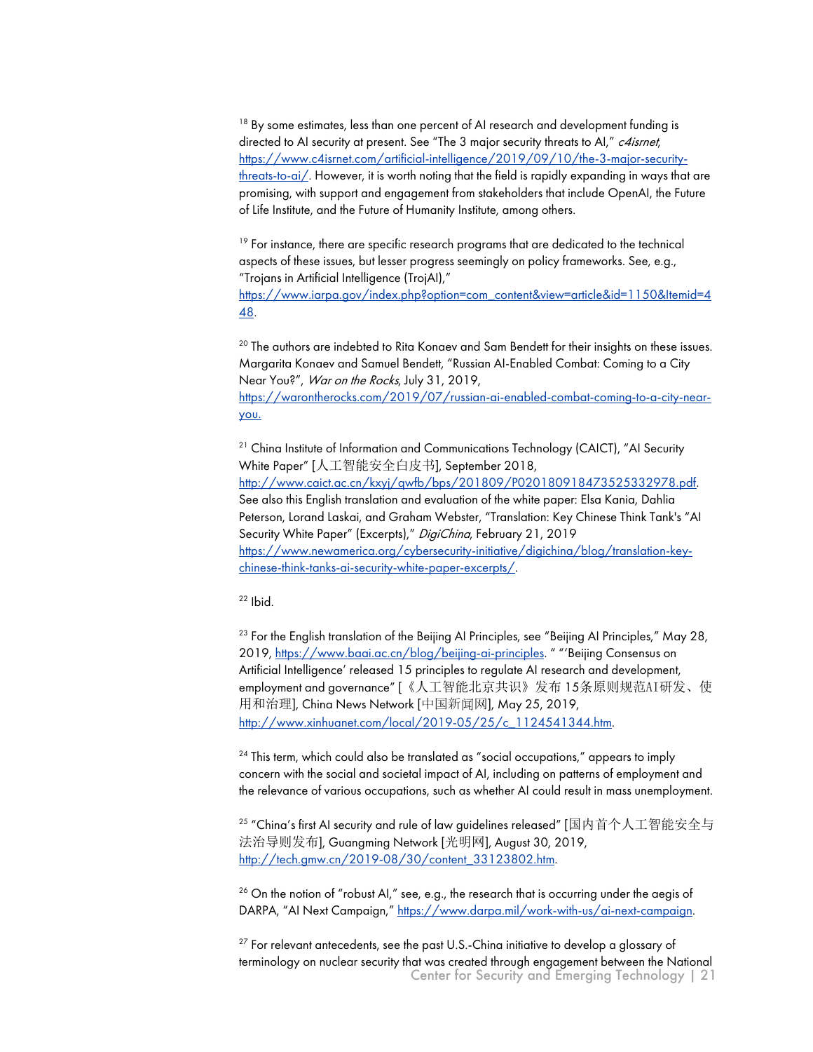[18] By some estimates, less than one percent of AI research and development funding is directed to AI security at present. See "The 3 major security threats to AI," *c4isrnet*, https://www.c4isrnet.com/artificial-intelligence/2019/09/10/the-3-major-security-threats-to-ai/. However, it is worth noting that the field is rapidly expanding in ways that are promising, with support and engagement from stakeholders that include OpenAI, the Future of Life Institute, and the Future of Humanity Institute, among others.

[19] For instance, there are specific research programs that are dedicated to the technical aspects of these issues, but lesser progress seemingly on policy frameworks. See, e.g., "Trojans in Artificial Intelligence (TrojAI)," https://www.iarpa.gov/index.php?option=com_content&view=article&id=1150&Itemid=448.

[20] The authors are indebted to Rita Konaev and Sam Bendett for their insights on these issues. Margarita Konaev and Samuel Bendett, "Russian AI-Enabled Combat: Coming to a City Near You?", *War on the Rocks*, July 31, 2019, https://warontherocks.com/2019/07/russian-ai-enabled-combat-coming-to-a-city-near-you.

[21] China Institute of Information and Communications Technology (CAICT), "AI Security White Paper" [人工智能安全白皮书], September 2018, http://www.caict.ac.cn/kxyj/qwfb/bps/201809/P020180918473525332978.pdf. See also this English translation and evaluation of the white paper: Elsa Kania, Dahlia Peterson, Lorand Laskai, and Graham Webster, "Translation: Key Chinese Think Tank's "AI Security White Paper" (Excerpts)," *DigiChina*, February 21, 2019 https://www.newamerica.org/cybersecurity-initiative/digichina/blog/translation-key-chinese-think-tanks-ai-security-white-paper-excerpts/.

[22] Ibid.

[23] For the English translation of the Beijing AI Principles, see "Beijing AI Principles," May 28, 2019, https://www.baai.ac.cn/blog/beijing-ai-principles. " "'Beijing Consensus on Artificial Intelligence' released 15 principles to regulate AI research and development, employment and governance" [《人工智能北京共识》发布 15条原则规范AI研发、使用和治理], China News Network [中国新闻网], May 25, 2019, http://www.xinhuanet.com/local/2019-05/25/c_1124541344.htm.

[24] This term, which could also be translated as "social occupations," appears to imply concern with the social and societal impact of AI, including on patterns of employment and the relevance of various occupations, such as whether AI could result in mass unemployment.

[25] "China's first AI security and rule of law guidelines released" [国内首个人工智能安全与法治导则发布], Guangming Network [光明网], August 30, 2019, http://tech.gmw.cn/2019-08/30/content_33123802.htm.

[26] On the notion of "robust AI," see, e.g., the research that is occurring under the aegis of DARPA, "AI Next Campaign," https://www.darpa.mil/work-with-us/ai-next-campaign.

[27] For relevant antecedents, see the past U.S.-China initiative to develop a glossary of terminology on nuclear security that was created through engagement between the National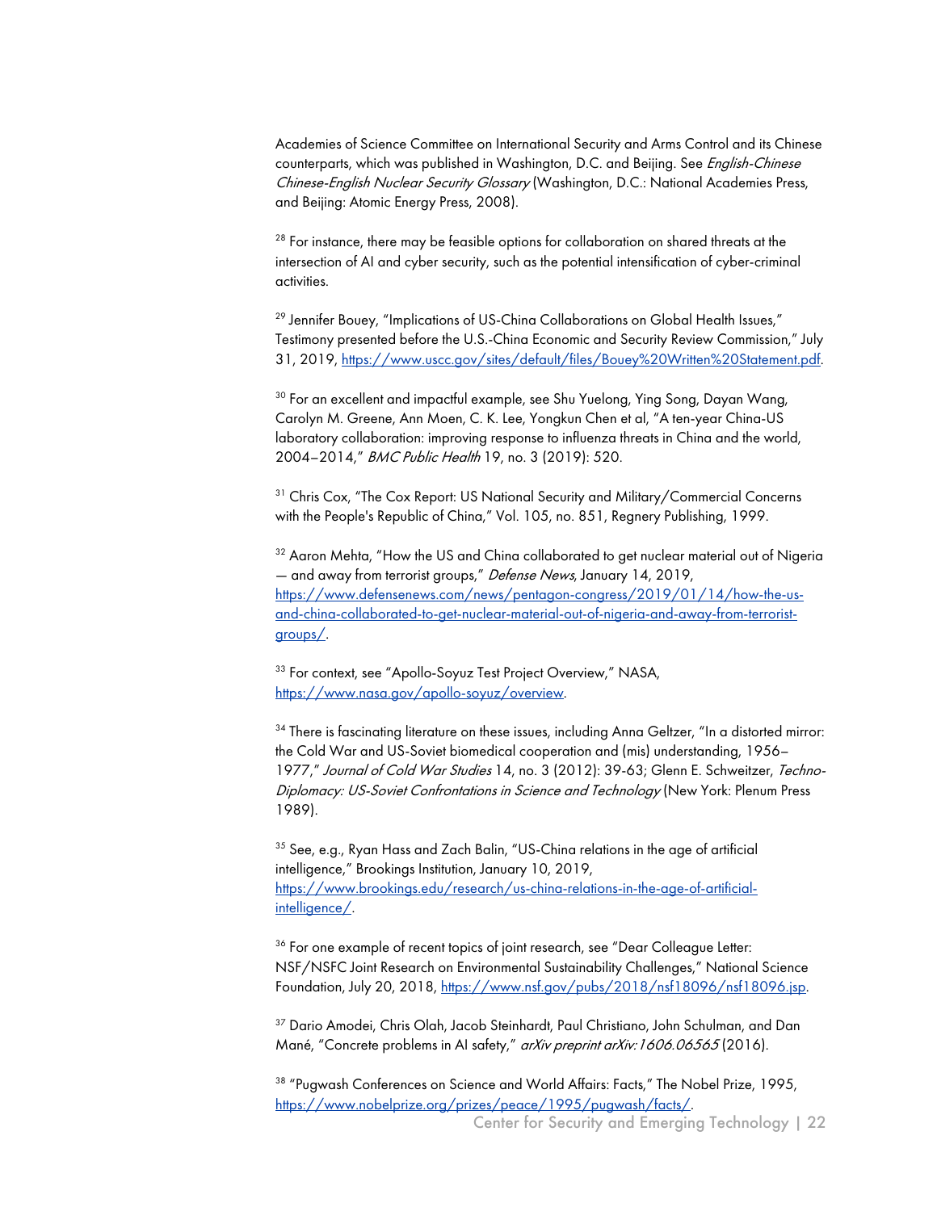Academies of Science Committee on International Security and Arms Control and its Chinese counterparts, which was published in Washington, D.C. and Beijing. See *English-Chinese Chinese-English Nuclear Security Glossary* (Washington, D.C.: National Academies Press, and Beijing: Atomic Energy Press, 2008).

[28] For instance, there may be feasible options for collaboration on shared threats at the intersection of AI and cyber security, such as the potential intensification of cyber-criminal activities.

[29] Jennifer Bouey, "Implications of US-China Collaborations on Global Health Issues," Testimony presented before the U.S.-China Economic and Security Review Commission," July 31, 2019, https://www.uscc.gov/sites/default/files/Bouey%20Written%20Statement.pdf.

[30] For an excellent and impactful example, see Shu Yuelong, Ying Song, Dayan Wang, Carolyn M. Greene, Ann Moen, C. K. Lee, Yongkun Chen et al, "A ten-year China-US laboratory collaboration: improving response to influenza threats in China and the world, 2004–2014," *BMC Public Health* 19, no. 3 (2019): 520.

[31] Chris Cox, "The Cox Report: US National Security and Military/Commercial Concerns with the People's Republic of China," Vol. 105, no. 851, Regnery Publishing, 1999.

[32] Aaron Mehta, "How the US and China collaborated to get nuclear material out of Nigeria — and away from terrorist groups," *Defense News*, January 14, 2019, https://www.defensenews.com/news/pentagon-congress/2019/01/14/how-the-us-and-china-collaborated-to-get-nuclear-material-out-of-nigeria-and-away-from-terrorist-groups/.

[33] For context, see "Apollo-Soyuz Test Project Overview," NASA, https://www.nasa.gov/apollo-soyuz/overview.

[34] There is fascinating literature on these issues, including Anna Geltzer, "In a distorted mirror: the Cold War and US-Soviet biomedical cooperation and (mis) understanding, 1956–1977," *Journal of Cold War Studies* 14, no. 3 (2012): 39-63; Glenn E. Schweitzer, *Techno-Diplomacy: US-Soviet Confrontations in Science and Technology* (New York: Plenum Press 1989).

[35] See, e.g., Ryan Hass and Zach Balin, "US-China relations in the age of artificial intelligence," Brookings Institution, January 10, 2019, https://www.brookings.edu/research/us-china-relations-in-the-age-of-artificial-intelligence/.

[36] For one example of recent topics of joint research, see "Dear Colleague Letter: NSF/NSFC Joint Research on Environmental Sustainability Challenges," National Science Foundation, July 20, 2018, https://www.nsf.gov/pubs/2018/nsf18096/nsf18096.jsp.

[37] Dario Amodei, Chris Olah, Jacob Steinhardt, Paul Christiano, John Schulman, and Dan Mané, "Concrete problems in AI safety," *arXiv preprint arXiv:1606.06565* (2016).

[38] "Pugwash Conferences on Science and World Affairs: Facts," The Nobel Prize, 1995, https://www.nobelprize.org/prizes/peace/1995/pugwash/facts/.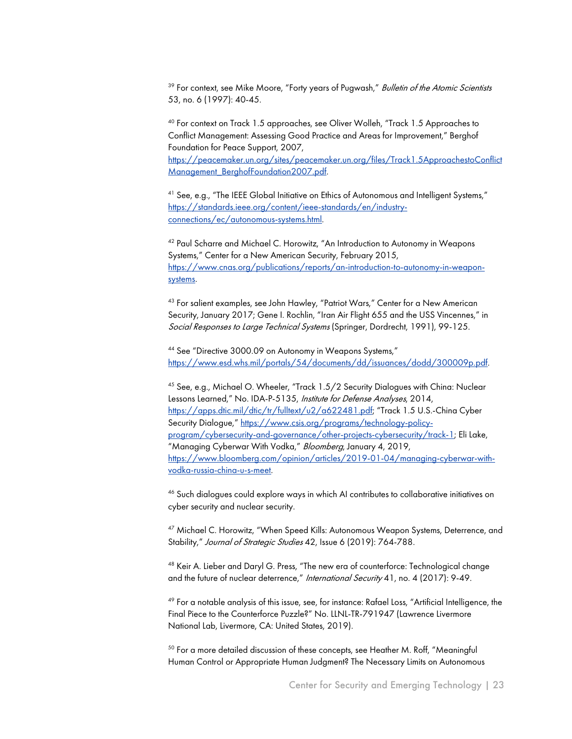[39] For context, see Mike Moore, "Forty years of Pugwash," *Bulletin of the Atomic Scientists* 53, no. 6 (1997): 40-45.

[40] For context on Track 1.5 approaches, see Oliver Wolleh, "Track 1.5 Approaches to Conflict Management: Assessing Good Practice and Areas for Improvement," Berghof Foundation for Peace Support, 2007, https://peacemaker.un.org/sites/peacemaker.un.org/files/Track1.5ApproachestoConflictManagement_BerghofFoundation2007.pdf.

[41] See, e.g., "The IEEE Global Initiative on Ethics of Autonomous and Intelligent Systems," https://standards.ieee.org/content/ieee-standards/en/industry-connections/ec/autonomous-systems.html.

[42] Paul Scharre and Michael C. Horowitz, "An Introduction to Autonomy in Weapons Systems," Center for a New American Security, February 2015, https://www.cnas.org/publications/reports/an-introduction-to-autonomy-in-weapon-systems.

[43] For salient examples, see John Hawley, "Patriot Wars," Center for a New American Security, January 2017; Gene I. Rochlin, "Iran Air Flight 655 and the USS Vincennes," in *Social Responses to Large Technical Systems* (Springer, Dordrecht, 1991), 99-125.

[44] See "Directive 3000.09 on Autonomy in Weapons Systems," https://www.esd.whs.mil/portals/54/documents/dd/issuances/dodd/300009p.pdf.

[45] See, e.g., Michael O. Wheeler, "Track 1.5/2 Security Dialogues with China: Nuclear Lessons Learned," No. IDA-P-5135, *Institute for Defense Analyses*, 2014, https://apps.dtic.mil/dtic/tr/fulltext/u2/a622481.pdf; "Track 1.5 U.S.-China Cyber Security Dialogue," https://www.csis.org/programs/technology-policy-program/cybersecurity-and-governance/other-projects-cybersecurity/track-1; Eli Lake, "Managing Cyberwar With Vodka," *Bloomberg*, January 4, 2019, https://www.bloomberg.com/opinion/articles/2019-01-04/managing-cyberwar-with-vodka-russia-china-u-s-meet.

[46] Such dialogues could explore ways in which AI contributes to collaborative initiatives on cyber security and nuclear security.

[47] Michael C. Horowitz, "When Speed Kills: Autonomous Weapon Systems, Deterrence, and Stability," *Journal of Strategic Studies* 42, Issue 6 (2019): 764-788.

[48] Keir A. Lieber and Daryl G. Press, "The new era of counterforce: Technological change and the future of nuclear deterrence," *International Security* 41, no. 4 (2017): 9-49.

[49] For a notable analysis of this issue, see, for instance: Rafael Loss, "Artificial Intelligence, the Final Piece to the Counterforce Puzzle?" No. LLNL-TR-791947 (Lawrence Livermore National Lab, Livermore, CA: United States, 2019).

[50] For a more detailed discussion of these concepts, see Heather M. Roff, "Meaningful Human Control or Appropriate Human Judgment? The Necessary Limits on Autonomous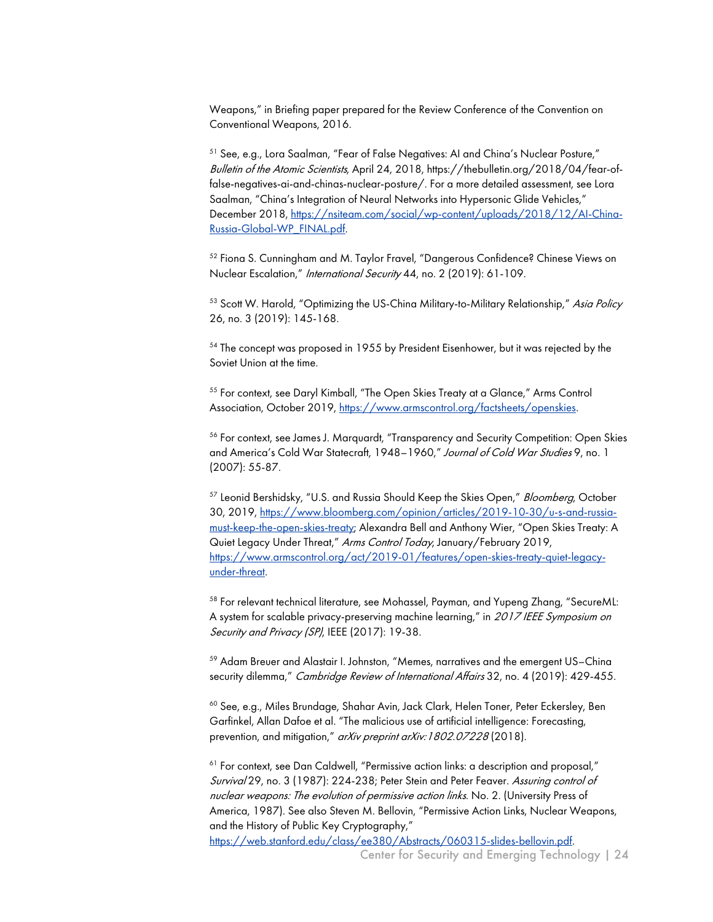Weapons," in Briefing paper prepared for the Review Conference of the Convention on Conventional Weapons, 2016.

[51] See, e.g., Lora Saalman, "Fear of False Negatives: AI and China's Nuclear Posture," *Bulletin of the Atomic Scientists*, April 24, 2018, https://thebulletin.org/2018/04/fear-of-false-negatives-ai-and-chinas-nuclear-posture/. For a more detailed assessment, see Lora Saalman, "China's Integration of Neural Networks into Hypersonic Glide Vehicles," December 2018, https://nsiteam.com/social/wp-content/uploads/2018/12/AI-China-Russia-Global-WP_FINAL.pdf.

[52] Fiona S. Cunningham and M. Taylor Fravel, "Dangerous Confidence? Chinese Views on Nuclear Escalation," *International Security* 44, no. 2 (2019): 61-109.

[53] Scott W. Harold, "Optimizing the US-China Military-to-Military Relationship," *Asia Policy* 26, no. 3 (2019): 145-168.

[54] The concept was proposed in 1955 by President Eisenhower, but it was rejected by the Soviet Union at the time.

[55] For context, see Daryl Kimball, "The Open Skies Treaty at a Glance," Arms Control Association, October 2019, https://www.armscontrol.org/factsheets/openskies.

[56] For context, see James J. Marquardt, "Transparency and Security Competition: Open Skies and America's Cold War Statecraft, 1948–1960," *Journal of Cold War Studies* 9, no. 1 (2007): 55-87.

[57] Leonid Bershidsky, "U.S. and Russia Should Keep the Skies Open," *Bloomberg*, October 30, 2019, https://www.bloomberg.com/opinion/articles/2019-10-30/u-s-and-russia-must-keep-the-open-skies-treaty; Alexandra Bell and Anthony Wier, "Open Skies Treaty: A Quiet Legacy Under Threat," *Arms Control Today*, January/February 2019, https://www.armscontrol.org/act/2019-01/features/open-skies-treaty-quiet-legacy-under-threat.

[58] For relevant technical literature, see Mohassel, Payman, and Yupeng Zhang, "SecureML: A system for scalable privacy-preserving machine learning," in *2017 IEEE Symposium on Security and Privacy (SP)*, IEEE (2017): 19-38.

[59] Adam Breuer and Alastair I. Johnston, "Memes, narratives and the emergent US–China security dilemma," *Cambridge Review of International Affairs* 32, no. 4 (2019): 429-455.

[60] See, e.g., Miles Brundage, Shahar Avin, Jack Clark, Helen Toner, Peter Eckersley, Ben Garfinkel, Allan Dafoe et al. "The malicious use of artificial intelligence: Forecasting, prevention, and mitigation," *arXiv preprint arXiv:1802.07228* (2018).

[61] For context, see Dan Caldwell, "Permissive action links: a description and proposal," *Survival* 29, no. 3 (1987): 224-238; Peter Stein and Peter Feaver. *Assuring control of nuclear weapons: The evolution of permissive action links*. No. 2. (University Press of America, 1987). See also Steven M. Bellovin, "Permissive Action Links, Nuclear Weapons, and the History of Public Key Cryptography," https://web.stanford.edu/class/ee380/Abstracts/060315-slides-bellovin.pdf.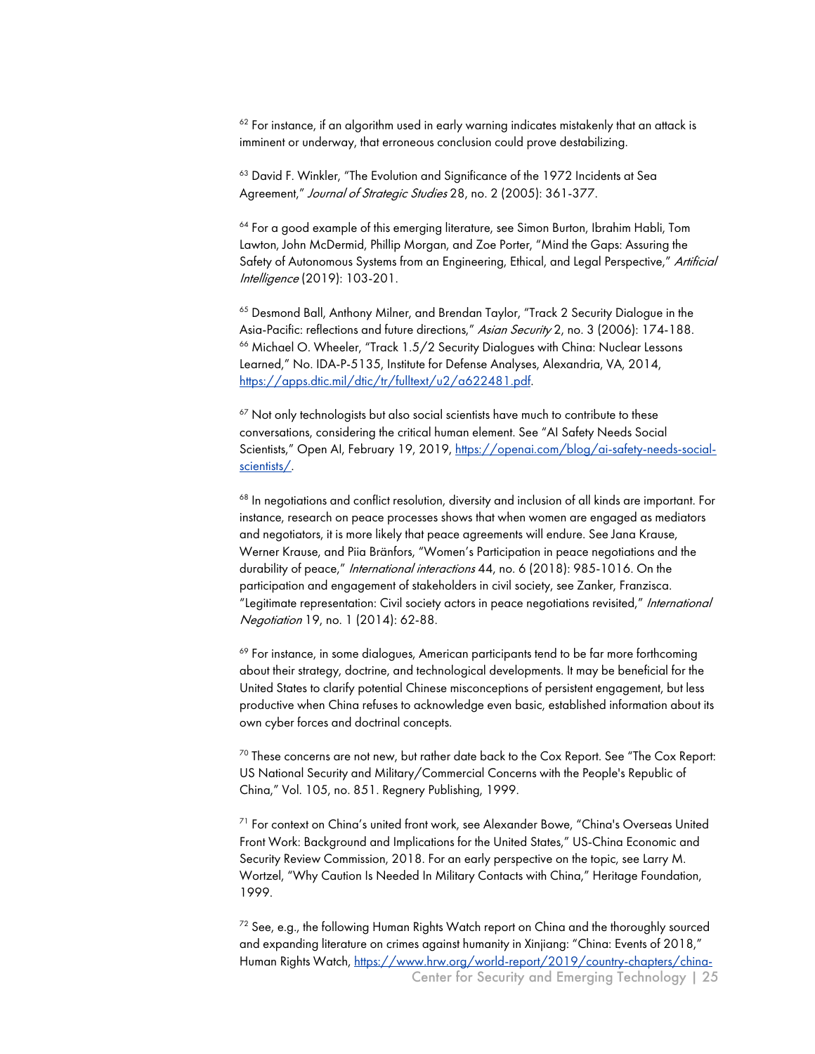[62] For instance, if an algorithm used in early warning indicates mistakenly that an attack is imminent or underway, that erroneous conclusion could prove destabilizing.

[63] David F. Winkler, "The Evolution and Significance of the 1972 Incidents at Sea Agreement," *Journal of Strategic Studies* 28, no. 2 (2005): 361-377.

[64] For a good example of this emerging literature, see Simon Burton, Ibrahim Habli, Tom Lawton, John McDermid, Phillip Morgan, and Zoe Porter, "Mind the Gaps: Assuring the Safety of Autonomous Systems from an Engineering, Ethical, and Legal Perspective," *Artificial Intelligence* (2019): 103-201.

[65] Desmond Ball, Anthony Milner, and Brendan Taylor, "Track 2 Security Dialogue in the Asia-Pacific: reflections and future directions," *Asian Security* 2, no. 3 (2006): 174-188.
[66] Michael O. Wheeler, "Track 1.5/2 Security Dialogues with China: Nuclear Lessons Learned," No. IDA-P-5135, Institute for Defense Analyses, Alexandria, VA, 2014, https://apps.dtic.mil/dtic/tr/fulltext/u2/a622481.pdf.

[67] Not only technologists but also social scientists have much to contribute to these conversations, considering the critical human element. See "AI Safety Needs Social Scientists," Open AI, February 19, 2019, https://openai.com/blog/ai-safety-needs-social-scientists/.

[68] In negotiations and conflict resolution, diversity and inclusion of all kinds are important. For instance, research on peace processes shows that when women are engaged as mediators and negotiators, it is more likely that peace agreements will endure. See Jana Krause, Werner Krause, and Piia Bränfors, "Women's Participation in peace negotiations and the durability of peace," *International interactions* 44, no. 6 (2018): 985-1016. On the participation and engagement of stakeholders in civil society, see Zanker, Franzisca. "Legitimate representation: Civil society actors in peace negotiations revisited," *International Negotiation* 19, no. 1 (2014): 62-88.

[69] For instance, in some dialogues, American participants tend to be far more forthcoming about their strategy, doctrine, and technological developments. It may be beneficial for the United States to clarify potential Chinese misconceptions of persistent engagement, but less productive when China refuses to acknowledge even basic, established information about its own cyber forces and doctrinal concepts.

[70] These concerns are not new, but rather date back to the Cox Report. See "The Cox Report: US National Security and Military/Commercial Concerns with the People's Republic of China," Vol. 105, no. 851. Regnery Publishing, 1999.

[71] For context on China's united front work, see Alexander Bowe, "China's Overseas United Front Work: Background and Implications for the United States," US-China Economic and Security Review Commission, 2018. For an early perspective on the topic, see Larry M. Wortzel, "Why Caution Is Needed In Military Contacts with China," Heritage Foundation, 1999.

[72] See, e.g., the following Human Rights Watch report on China and the thoroughly sourced and expanding literature on crimes against humanity in Xinjiang: "China: Events of 2018," Human Rights Watch, https://www.hrw.org/world-report/2019/country-chapters/china-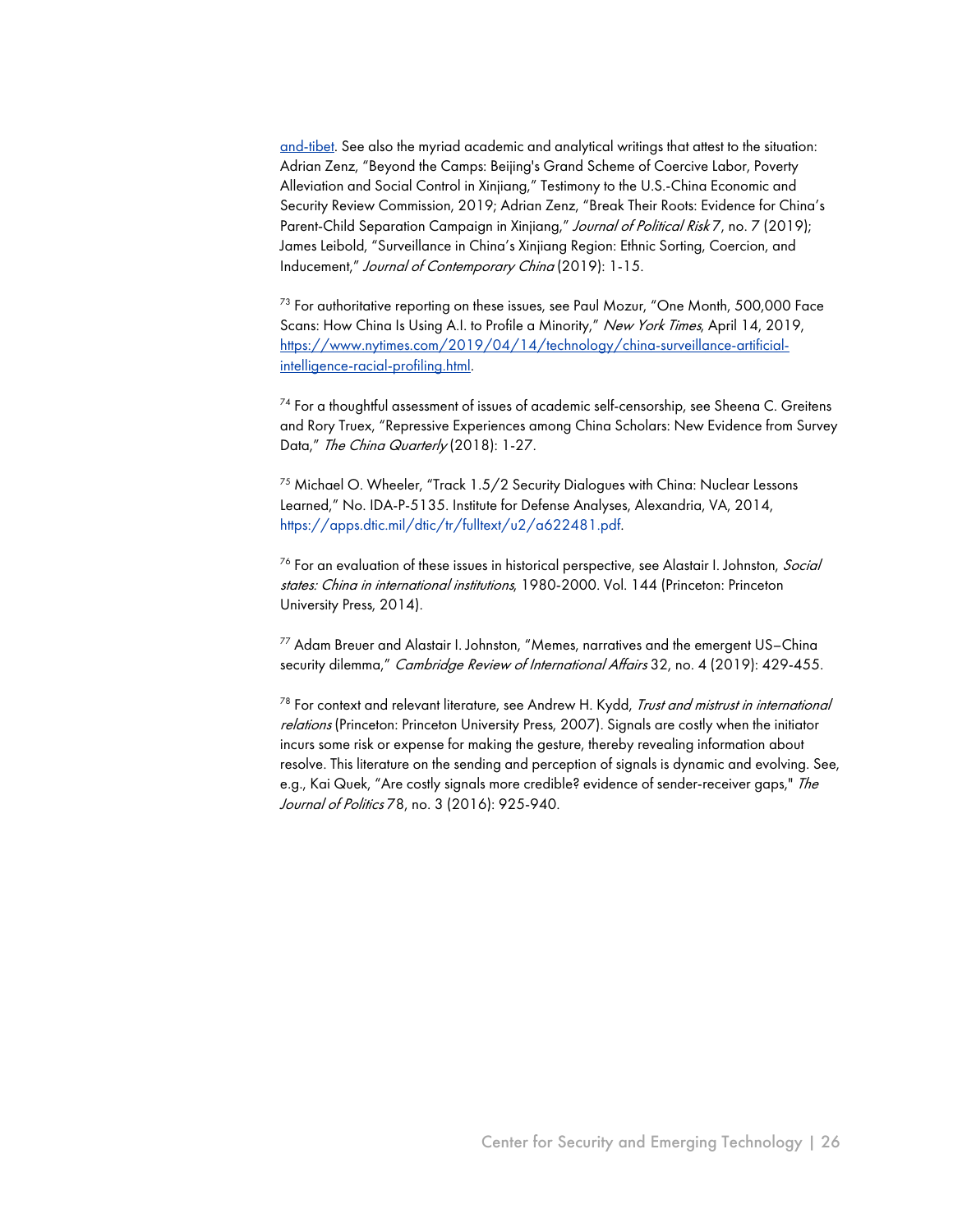and-tibet. See also the myriad academic and analytical writings that attest to the situation: Adrian Zenz, "Beyond the Camps: Beijing's Grand Scheme of Coercive Labor, Poverty Alleviation and Social Control in Xinjiang," Testimony to the U.S.-China Economic and Security Review Commission, 2019; Adrian Zenz, "Break Their Roots: Evidence for China's Parent-Child Separation Campaign in Xinjiang," *Journal of Political Risk* 7, no. 7 (2019); James Leibold, "Surveillance in China's Xinjiang Region: Ethnic Sorting, Coercion, and Inducement," *Journal of Contemporary China* (2019): 1-15.

[73] For authoritative reporting on these issues, see Paul Mozur, "One Month, 500,000 Face Scans: How China Is Using A.I. to Profile a Minority," *New York Times*, April 14, 2019, https://www.nytimes.com/2019/04/14/technology/china-surveillance-artificial-intelligence-racial-profiling.html.

[74] For a thoughtful assessment of issues of academic self-censorship, see Sheena C. Greitens and Rory Truex, "Repressive Experiences among China Scholars: New Evidence from Survey Data," *The China Quarterly* (2018): 1-27.

[75] Michael O. Wheeler, "Track 1.5/2 Security Dialogues with China: Nuclear Lessons Learned," No. IDA-P-5135. Institute for Defense Analyses, Alexandria, VA, 2014, https://apps.dtic.mil/dtic/tr/fulltext/u2/a622481.pdf.

[76] For an evaluation of these issues in historical perspective, see Alastair I. Johnston, *Social states: China in international institutions*, 1980-2000. Vol. 144 (Princeton: Princeton University Press, 2014).

[77] Adam Breuer and Alastair I. Johnston, "Memes, narratives and the emergent US–China security dilemma," *Cambridge Review of International Affairs* 32, no. 4 (2019): 429-455.

[78] For context and relevant literature, see Andrew H. Kydd, *Trust and mistrust in international relations* (Princeton: Princeton University Press, 2007). Signals are costly when the initiator incurs some risk or expense for making the gesture, thereby revealing information about resolve. This literature on the sending and perception of signals is dynamic and evolving. See, e.g., Kai Quek, "Are costly signals more credible? evidence of sender-receiver gaps," *The Journal of Politics* 78, no. 3 (2016): 925-940.